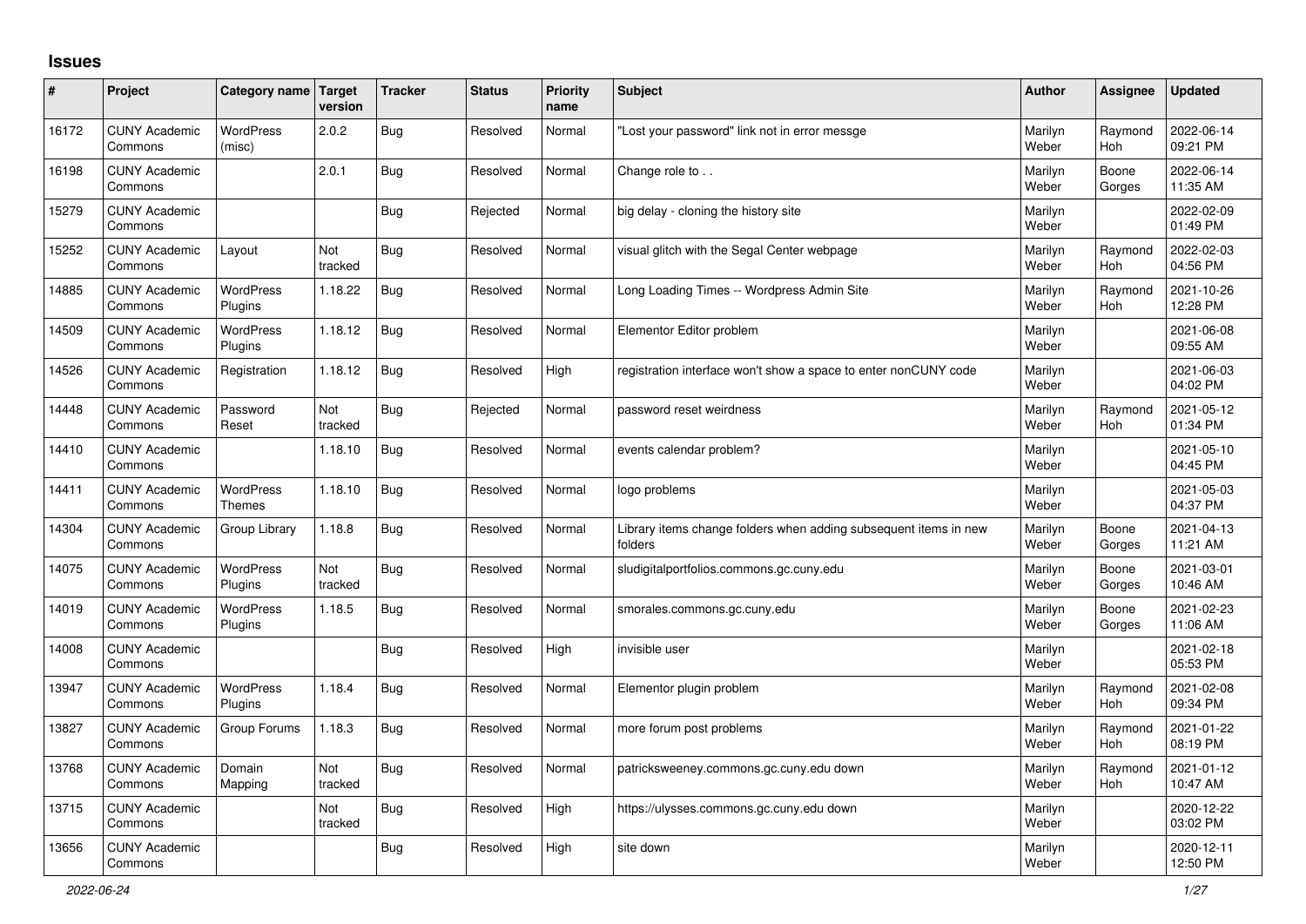# Issues

| # | Project | Category name | Target version | Tracker | Status | Priority name | Subject | Author | Assignee | Updated |
|---|---|---|---|---|---|---|---|---|---|---|
| 16172 | CUNY Academic Commons | WordPress (misc) | 2.0.2 | Bug | Resolved | Normal | "Lost your password" link not in error messge | Marilyn Weber | Raymond Hoh | 2022-06-14 09:21 PM |
| 16198 | CUNY Academic Commons | | 2.0.1 | Bug | Resolved | Normal | Change role to . . | Marilyn Weber | Boone Gorges | 2022-06-14 11:35 AM |
| 15279 | CUNY Academic Commons | | | Bug | Rejected | Normal | big delay - cloning the history site | Marilyn Weber | | 2022-02-09 01:49 PM |
| 15252 | CUNY Academic Commons | Layout | Not tracked | Bug | Resolved | Normal | visual glitch with the Segal Center webpage | Marilyn Weber | Raymond Hoh | 2022-02-03 04:56 PM |
| 14885 | CUNY Academic Commons | WordPress Plugins | 1.18.22 | Bug | Resolved | Normal | Long Loading Times -- Wordpress Admin Site | Marilyn Weber | Raymond Hoh | 2021-10-26 12:28 PM |
| 14509 | CUNY Academic Commons | WordPress Plugins | 1.18.12 | Bug | Resolved | Normal | Elementor Editor problem | Marilyn Weber | | 2021-06-08 09:55 AM |
| 14526 | CUNY Academic Commons | Registration | 1.18.12 | Bug | Resolved | High | registration interface won't show a space to enter nonCUNY code | Marilyn Weber | | 2021-06-03 04:02 PM |
| 14448 | CUNY Academic Commons | Password Reset | Not tracked | Bug | Rejected | Normal | password reset weirdness | Marilyn Weber | Raymond Hoh | 2021-05-12 01:34 PM |
| 14410 | CUNY Academic Commons | | 1.18.10 | Bug | Resolved | Normal | events calendar problem? | Marilyn Weber | | 2021-05-10 04:45 PM |
| 14411 | CUNY Academic Commons | WordPress Themes | 1.18.10 | Bug | Resolved | Normal | logo problems | Marilyn Weber | | 2021-05-03 04:37 PM |
| 14304 | CUNY Academic Commons | Group Library | 1.18.8 | Bug | Resolved | Normal | Library items change folders when adding subsequent items in new folders | Marilyn Weber | Boone Gorges | 2021-04-13 11:21 AM |
| 14075 | CUNY Academic Commons | WordPress Plugins | Not tracked | Bug | Resolved | Normal | sludigitalportfolios.commons.gc.cuny.edu | Marilyn Weber | Boone Gorges | 2021-03-01 10:46 AM |
| 14019 | CUNY Academic Commons | WordPress Plugins | 1.18.5 | Bug | Resolved | Normal | smorales.commons.gc.cuny.edu | Marilyn Weber | Boone Gorges | 2021-02-23 11:06 AM |
| 14008 | CUNY Academic Commons | | | Bug | Resolved | High | invisible user | Marilyn Weber | | 2021-02-18 05:53 PM |
| 13947 | CUNY Academic Commons | WordPress Plugins | 1.18.4 | Bug | Resolved | Normal | Elementor plugin problem | Marilyn Weber | Raymond Hoh | 2021-02-08 09:34 PM |
| 13827 | CUNY Academic Commons | Group Forums | 1.18.3 | Bug | Resolved | Normal | more forum post problems | Marilyn Weber | Raymond Hoh | 2021-01-22 08:19 PM |
| 13768 | CUNY Academic Commons | Domain Mapping | Not tracked | Bug | Resolved | Normal | patricksweeney.commons.gc.cuny.edu down | Marilyn Weber | Raymond Hoh | 2021-01-12 10:47 AM |
| 13715 | CUNY Academic Commons | | Not tracked | Bug | Resolved | High | https://ulysses.commons.gc.cuny.edu down | Marilyn Weber | | 2020-12-22 03:02 PM |
| 13656 | CUNY Academic Commons | | | Bug | Resolved | High | site down | Marilyn Weber | | 2020-12-11 12:50 PM |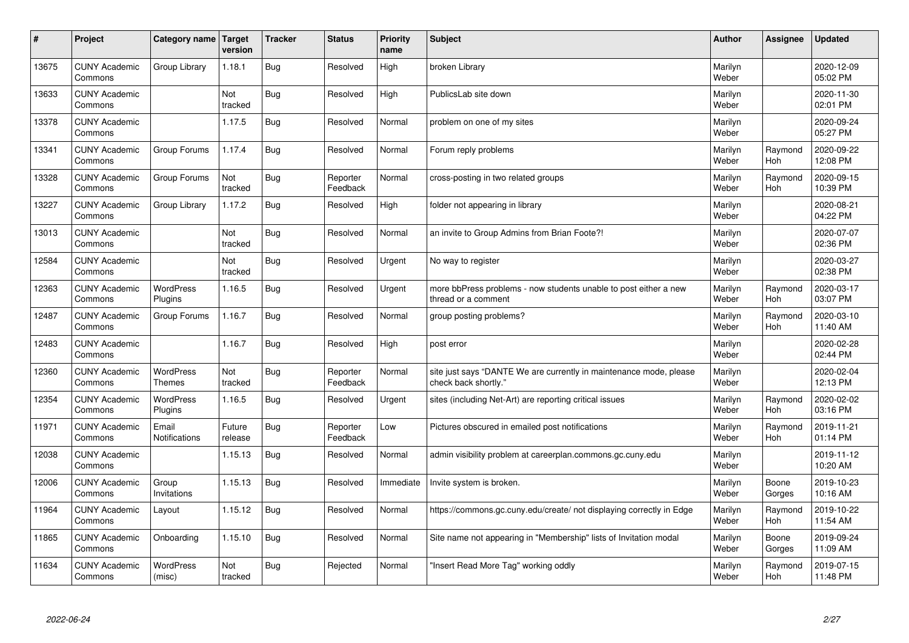| # | Project | Category name | Target version | Tracker | Status | Priority name | Subject | Author | Assignee | Updated |
|---|---|---|---|---|---|---|---|---|---|---|
| 13675 | CUNY Academic Commons | Group Library | 1.18.1 | Bug | Resolved | High | broken Library | Marilyn Weber | | 2020-12-09 05:02 PM |
| 13633 | CUNY Academic Commons | | Not tracked | Bug | Resolved | High | PublicsLab site down | Marilyn Weber | | 2020-11-30 02:01 PM |
| 13378 | CUNY Academic Commons | | 1.17.5 | Bug | Resolved | Normal | problem on one of my sites | Marilyn Weber | | 2020-09-24 05:27 PM |
| 13341 | CUNY Academic Commons | Group Forums | 1.17.4 | Bug | Resolved | Normal | Forum reply problems | Marilyn Weber | Raymond Hoh | 2020-09-22 12:08 PM |
| 13328 | CUNY Academic Commons | Group Forums | Not tracked | Bug | Reporter Feedback | Normal | cross-posting in two related groups | Marilyn Weber | Raymond Hoh | 2020-09-15 10:39 PM |
| 13227 | CUNY Academic Commons | Group Library | 1.17.2 | Bug | Resolved | High | folder not appearing in library | Marilyn Weber | | 2020-08-21 04:22 PM |
| 13013 | CUNY Academic Commons | | Not tracked | Bug | Resolved | Normal | an invite to Group Admins from Brian Foote?! | Marilyn Weber | | 2020-07-07 02:36 PM |
| 12584 | CUNY Academic Commons | | Not tracked | Bug | Resolved | Urgent | No way to register | Marilyn Weber | | 2020-03-27 02:38 PM |
| 12363 | CUNY Academic Commons | WordPress Plugins | 1.16.5 | Bug | Resolved | Urgent | more bbPress problems - now students unable to post either a new thread or a comment | Marilyn Weber | Raymond Hoh | 2020-03-17 03:07 PM |
| 12487 | CUNY Academic Commons | Group Forums | 1.16.7 | Bug | Resolved | Normal | group posting problems? | Marilyn Weber | Raymond Hoh | 2020-03-10 11:40 AM |
| 12483 | CUNY Academic Commons | | 1.16.7 | Bug | Resolved | High | post error | Marilyn Weber | | 2020-02-28 02:44 PM |
| 12360 | CUNY Academic Commons | WordPress Themes | Not tracked | Bug | Reporter Feedback | Normal | site just says "DANTE We are currently in maintenance mode, please check back shortly." | Marilyn Weber | | 2020-02-04 12:13 PM |
| 12354 | CUNY Academic Commons | WordPress Plugins | 1.16.5 | Bug | Resolved | Urgent | sites (including Net-Art) are reporting critical issues | Marilyn Weber | Raymond Hoh | 2020-02-02 03:16 PM |
| 11971 | CUNY Academic Commons | Email Notifications | Future release | Bug | Reporter Feedback | Low | Pictures obscured in emailed post notifications | Marilyn Weber | Raymond Hoh | 2019-11-21 01:14 PM |
| 12038 | CUNY Academic Commons | | 1.15.13 | Bug | Resolved | Normal | admin visibility problem at careerplan.commons.gc.cuny.edu | Marilyn Weber | | 2019-11-12 10:20 AM |
| 12006 | CUNY Academic Commons | Group Invitations | 1.15.13 | Bug | Resolved | Immediate | Invite system is broken. | Marilyn Weber | Boone Gorges | 2019-10-23 10:16 AM |
| 11964 | CUNY Academic Commons | Layout | 1.15.12 | Bug | Resolved | Normal | https://commons.gc.cuny.edu/create/ not displaying correctly in Edge | Marilyn Weber | Raymond Hoh | 2019-10-22 11:54 AM |
| 11865 | CUNY Academic Commons | Onboarding | 1.15.10 | Bug | Resolved | Normal | Site name not appearing in "Membership" lists of Invitation modal | Marilyn Weber | Boone Gorges | 2019-09-24 11:09 AM |
| 11634 | CUNY Academic Commons | WordPress (misc) | Not tracked | Bug | Rejected | Normal | "Insert Read More Tag" working oddly | Marilyn Weber | Raymond Hoh | 2019-07-15 11:48 PM |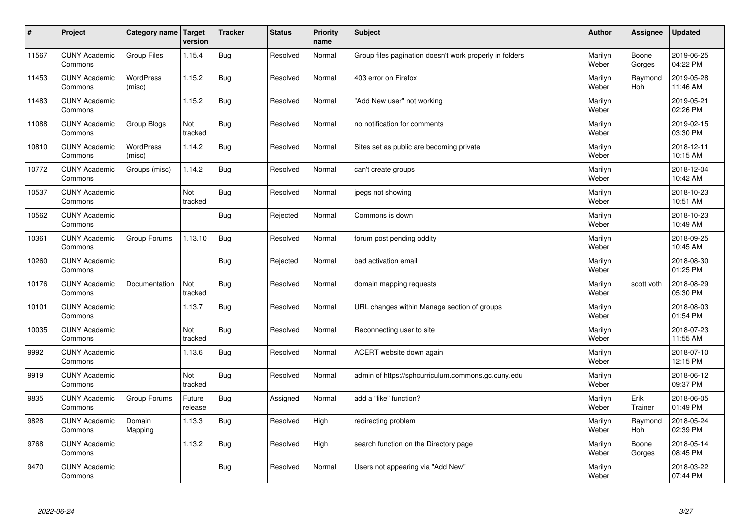| # | Project | Category name | Target version | Tracker | Status | Priority name | Subject | Author | Assignee | Updated |
|---|---|---|---|---|---|---|---|---|---|---|
| 11567 | CUNY Academic Commons | Group Files | 1.15.4 | Bug | Resolved | Normal | Group files pagination doesn't work properly in folders | Marilyn Weber | Boone Gorges | 2019-06-25 04:22 PM |
| 11453 | CUNY Academic Commons | WordPress (misc) | 1.15.2 | Bug | Resolved | Normal | 403 error on Firefox | Marilyn Weber | Raymond Hoh | 2019-05-28 11:46 AM |
| 11483 | CUNY Academic Commons | | 1.15.2 | Bug | Resolved | Normal | "Add New user" not working | Marilyn Weber | | 2019-05-21 02:26 PM |
| 11088 | CUNY Academic Commons | Group Blogs | Not tracked | Bug | Resolved | Normal | no notification for comments | Marilyn Weber | | 2019-02-15 03:30 PM |
| 10810 | CUNY Academic Commons | WordPress (misc) | 1.14.2 | Bug | Resolved | Normal | Sites set as public are becoming private | Marilyn Weber | | 2018-12-11 10:15 AM |
| 10772 | CUNY Academic Commons | Groups (misc) | 1.14.2 | Bug | Resolved | Normal | can't create groups | Marilyn Weber | | 2018-12-04 10:42 AM |
| 10537 | CUNY Academic Commons | | Not tracked | Bug | Resolved | Normal | jpegs not showing | Marilyn Weber | | 2018-10-23 10:51 AM |
| 10562 | CUNY Academic Commons | | | Bug | Rejected | Normal | Commons is down | Marilyn Weber | | 2018-10-23 10:49 AM |
| 10361 | CUNY Academic Commons | Group Forums | 1.13.10 | Bug | Resolved | Normal | forum post pending oddity | Marilyn Weber | | 2018-09-25 10:45 AM |
| 10260 | CUNY Academic Commons | | | Bug | Rejected | Normal | bad activation email | Marilyn Weber | | 2018-08-30 01:25 PM |
| 10176 | CUNY Academic Commons | Documentation | Not tracked | Bug | Resolved | Normal | domain mapping requests | Marilyn Weber | scott voth | 2018-08-29 05:30 PM |
| 10101 | CUNY Academic Commons | | 1.13.7 | Bug | Resolved | Normal | URL changes within Manage section of groups | Marilyn Weber | | 2018-08-03 01:54 PM |
| 10035 | CUNY Academic Commons | | Not tracked | Bug | Resolved | Normal | Reconnecting user to site | Marilyn Weber | | 2018-07-23 11:55 AM |
| 9992 | CUNY Academic Commons | | 1.13.6 | Bug | Resolved | Normal | ACERT website down again | Marilyn Weber | | 2018-07-10 12:15 PM |
| 9919 | CUNY Academic Commons | | Not tracked | Bug | Resolved | Normal | admin of https://sphcurriculum.commons.gc.cuny.edu | Marilyn Weber | | 2018-06-12 09:37 PM |
| 9835 | CUNY Academic Commons | Group Forums | Future release | Bug | Assigned | Normal | add a "like" function? | Marilyn Weber | Erik Trainer | 2018-06-05 01:49 PM |
| 9828 | CUNY Academic Commons | Domain Mapping | 1.13.3 | Bug | Resolved | High | redirecting problem | Marilyn Weber | Raymond Hoh | 2018-05-24 02:39 PM |
| 9768 | CUNY Academic Commons | | 1.13.2 | Bug | Resolved | High | search function on the Directory page | Marilyn Weber | Boone Gorges | 2018-05-14 08:45 PM |
| 9470 | CUNY Academic Commons | | | Bug | Resolved | Normal | Users not appearing via "Add New" | Marilyn Weber | | 2018-03-22 07:44 PM |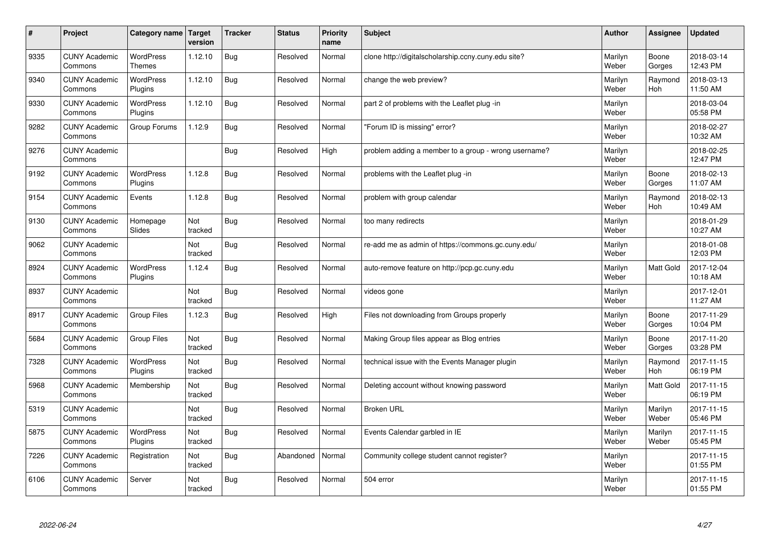| # | Project | Category name | Target version | Tracker | Status | Priority name | Subject | Author | Assignee | Updated |
|---|---|---|---|---|---|---|---|---|---|---|
| 9335 | CUNY Academic Commons | WordPress Themes | 1.12.10 | Bug | Resolved | Normal | clone http://digitalscholarship.ccny.cuny.edu site? | Marilyn Weber | Boone Gorges | 2018-03-14 12:43 PM |
| 9340 | CUNY Academic Commons | WordPress Plugins | 1.12.10 | Bug | Resolved | Normal | change the web preview? | Marilyn Weber | Raymond Hoh | 2018-03-13 11:50 AM |
| 9330 | CUNY Academic Commons | WordPress Plugins | 1.12.10 | Bug | Resolved | Normal | part 2 of problems with the Leaflet plug -in | Marilyn Weber | | 2018-03-04 05:58 PM |
| 9282 | CUNY Academic Commons | Group Forums | 1.12.9 | Bug | Resolved | Normal | "Forum ID is missing" error? | Marilyn Weber | | 2018-02-27 10:32 AM |
| 9276 | CUNY Academic Commons | | | Bug | Resolved | High | problem adding a member to a group - wrong username? | Marilyn Weber | | 2018-02-25 12:47 PM |
| 9192 | CUNY Academic Commons | WordPress Plugins | 1.12.8 | Bug | Resolved | Normal | problems with the Leaflet plug -in | Marilyn Weber | Boone Gorges | 2018-02-13 11:07 AM |
| 9154 | CUNY Academic Commons | Events | 1.12.8 | Bug | Resolved | Normal | problem with group calendar | Marilyn Weber | Raymond Hoh | 2018-02-13 10:49 AM |
| 9130 | CUNY Academic Commons | Homepage Slides | Not tracked | Bug | Resolved | Normal | too many redirects | Marilyn Weber | | 2018-01-29 10:27 AM |
| 9062 | CUNY Academic Commons | | Not tracked | Bug | Resolved | Normal | re-add me as admin of https://commons.gc.cuny.edu/ | Marilyn Weber | | 2018-01-08 12:03 PM |
| 8924 | CUNY Academic Commons | WordPress Plugins | 1.12.4 | Bug | Resolved | Normal | auto-remove feature on http://pcp.gc.cuny.edu | Marilyn Weber | Matt Gold | 2017-12-04 10:18 AM |
| 8937 | CUNY Academic Commons | | Not tracked | Bug | Resolved | Normal | videos gone | Marilyn Weber | | 2017-12-01 11:27 AM |
| 8917 | CUNY Academic Commons | Group Files | 1.12.3 | Bug | Resolved | High | Files not downloading from Groups properly | Marilyn Weber | Boone Gorges | 2017-11-29 10:04 PM |
| 5684 | CUNY Academic Commons | Group Files | Not tracked | Bug | Resolved | Normal | Making Group files appear as Blog entries | Marilyn Weber | Boone Gorges | 2017-11-20 03:28 PM |
| 7328 | CUNY Academic Commons | WordPress Plugins | Not tracked | Bug | Resolved | Normal | technical issue with the Events Manager plugin | Marilyn Weber | Raymond Hoh | 2017-11-15 06:19 PM |
| 5968 | CUNY Academic Commons | Membership | Not tracked | Bug | Resolved | Normal | Deleting account without knowing password | Marilyn Weber | Matt Gold | 2017-11-15 06:19 PM |
| 5319 | CUNY Academic Commons | | Not tracked | Bug | Resolved | Normal | Broken URL | Marilyn Weber | Marilyn Weber | 2017-11-15 05:46 PM |
| 5875 | CUNY Academic Commons | WordPress Plugins | Not tracked | Bug | Resolved | Normal | Events Calendar garbled in IE | Marilyn Weber | Marilyn Weber | 2017-11-15 05:45 PM |
| 7226 | CUNY Academic Commons | Registration | Not tracked | Bug | Abandoned | Normal | Community college student cannot register? | Marilyn Weber | | 2017-11-15 01:55 PM |
| 6106 | CUNY Academic Commons | Server | Not tracked | Bug | Resolved | Normal | 504 error | Marilyn Weber | | 2017-11-15 01:55 PM |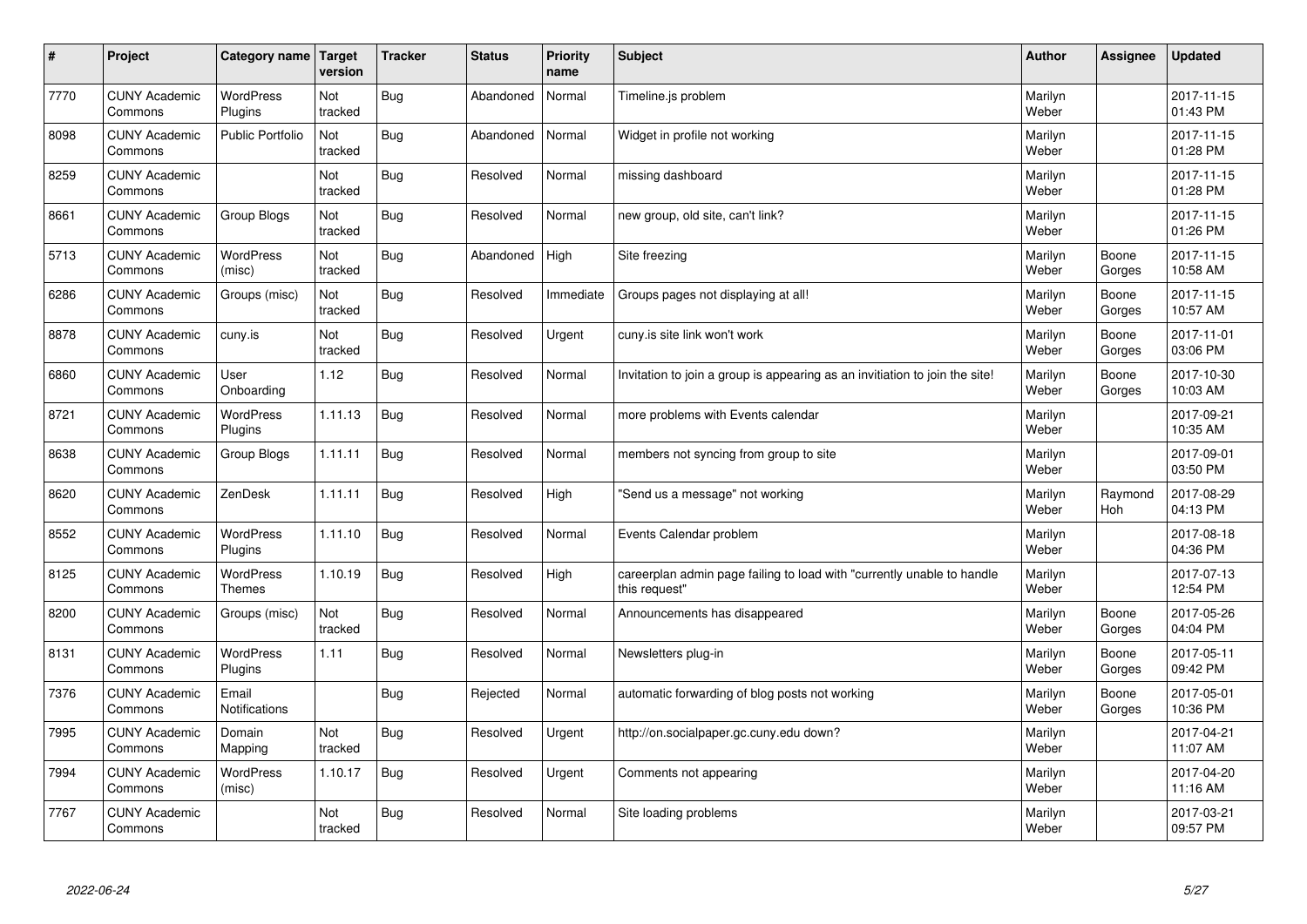| # | Project | Category name | Target version | Tracker | Status | Priority name | Subject | Author | Assignee | Updated |
|---|---|---|---|---|---|---|---|---|---|---|
| 7770 | CUNY Academic Commons | WordPress Plugins | Not tracked | Bug | Abandoned | Normal | Timeline.js problem | Marilyn Weber | | 2017-11-15 01:43 PM |
| 8098 | CUNY Academic Commons | Public Portfolio | Not tracked | Bug | Abandoned | Normal | Widget in profile not working | Marilyn Weber | | 2017-11-15 01:28 PM |
| 8259 | CUNY Academic Commons | | Not tracked | Bug | Resolved | Normal | missing dashboard | Marilyn Weber | | 2017-11-15 01:28 PM |
| 8661 | CUNY Academic Commons | Group Blogs | Not tracked | Bug | Resolved | Normal | new group, old site, can't link? | Marilyn Weber | | 2017-11-15 01:26 PM |
| 5713 | CUNY Academic Commons | WordPress (misc) | Not tracked | Bug | Abandoned | High | Site freezing | Marilyn Weber | Boone Gorges | 2017-11-15 10:58 AM |
| 6286 | CUNY Academic Commons | Groups (misc) | Not tracked | Bug | Resolved | Immediate | Groups pages not displaying at all! | Marilyn Weber | Boone Gorges | 2017-11-15 10:57 AM |
| 8878 | CUNY Academic Commons | cuny.is | Not tracked | Bug | Resolved | Urgent | cuny.is site link won't work | Marilyn Weber | Boone Gorges | 2017-11-01 03:06 PM |
| 6860 | CUNY Academic Commons | User Onboarding | 1.12 | Bug | Resolved | Normal | Invitation to join a group is appearing as an invitiation to join the site! | Marilyn Weber | Boone Gorges | 2017-10-30 10:03 AM |
| 8721 | CUNY Academic Commons | WordPress Plugins | 1.11.13 | Bug | Resolved | Normal | more problems with Events calendar | Marilyn Weber | | 2017-09-21 10:35 AM |
| 8638 | CUNY Academic Commons | Group Blogs | 1.11.11 | Bug | Resolved | Normal | members not syncing from group to site | Marilyn Weber | | 2017-09-01 03:50 PM |
| 8620 | CUNY Academic Commons | ZenDesk | 1.11.11 | Bug | Resolved | High | "Send us a message" not working | Marilyn Weber | Raymond Hoh | 2017-08-29 04:13 PM |
| 8552 | CUNY Academic Commons | WordPress Plugins | 1.11.10 | Bug | Resolved | Normal | Events Calendar problem | Marilyn Weber | | 2017-08-18 04:36 PM |
| 8125 | CUNY Academic Commons | WordPress Themes | 1.10.19 | Bug | Resolved | High | careerplan admin page failing to load with "currently unable to handle this request" | Marilyn Weber | | 2017-07-13 12:54 PM |
| 8200 | CUNY Academic Commons | Groups (misc) | Not tracked | Bug | Resolved | Normal | Announcements has disappeared | Marilyn Weber | Boone Gorges | 2017-05-26 04:04 PM |
| 8131 | CUNY Academic Commons | WordPress Plugins | 1.11 | Bug | Resolved | Normal | Newsletters plug-in | Marilyn Weber | Boone Gorges | 2017-05-11 09:42 PM |
| 7376 | CUNY Academic Commons | Email Notifications | | Bug | Rejected | Normal | automatic forwarding of blog posts not working | Marilyn Weber | Boone Gorges | 2017-05-01 10:36 PM |
| 7995 | CUNY Academic Commons | Domain Mapping | Not tracked | Bug | Resolved | Urgent | http://on.socialpaper.gc.cuny.edu down? | Marilyn Weber | | 2017-04-21 11:07 AM |
| 7994 | CUNY Academic Commons | WordPress (misc) | 1.10.17 | Bug | Resolved | Urgent | Comments not appearing | Marilyn Weber | | 2017-04-20 11:16 AM |
| 7767 | CUNY Academic Commons | | Not tracked | Bug | Resolved | Normal | Site loading problems | Marilyn Weber | | 2017-03-21 09:57 PM |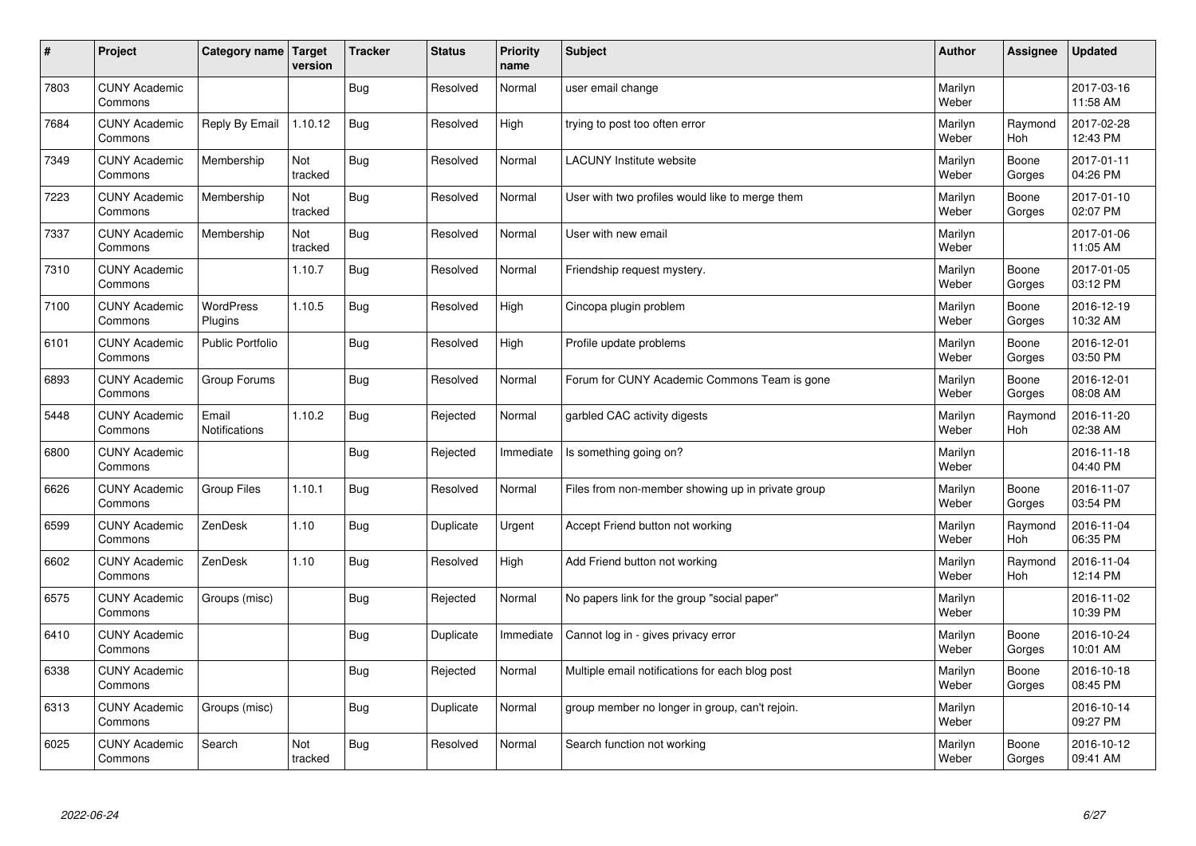| # | Project | Category name | Target version | Tracker | Status | Priority name | Subject | Author | Assignee | Updated |
|---|---|---|---|---|---|---|---|---|---|---|
| 7803 | CUNY Academic Commons | | | Bug | Resolved | Normal | user email change | Marilyn Weber | | 2017-03-16 11:58 AM |
| 7684 | CUNY Academic Commons | Reply By Email | 1.10.12 | Bug | Resolved | High | trying to post too often error | Marilyn Weber | Raymond Hoh | 2017-02-28 12:43 PM |
| 7349 | CUNY Academic Commons | Membership | Not tracked | Bug | Resolved | Normal | LACUNY Institute website | Marilyn Weber | Boone Gorges | 2017-01-11 04:26 PM |
| 7223 | CUNY Academic Commons | Membership | Not tracked | Bug | Resolved | Normal | User with two profiles would like to merge them | Marilyn Weber | Boone Gorges | 2017-01-10 02:07 PM |
| 7337 | CUNY Academic Commons | Membership | Not tracked | Bug | Resolved | Normal | User with new email | Marilyn Weber | | 2017-01-06 11:05 AM |
| 7310 | CUNY Academic Commons | | 1.10.7 | Bug | Resolved | Normal | Friendship request mystery. | Marilyn Weber | Boone Gorges | 2017-01-05 03:12 PM |
| 7100 | CUNY Academic Commons | WordPress Plugins | 1.10.5 | Bug | Resolved | High | Cincopa plugin problem | Marilyn Weber | Boone Gorges | 2016-12-19 10:32 AM |
| 6101 | CUNY Academic Commons | Public Portfolio | | Bug | Resolved | High | Profile update problems | Marilyn Weber | Boone Gorges | 2016-12-01 03:50 PM |
| 6893 | CUNY Academic Commons | Group Forums | | Bug | Resolved | Normal | Forum for CUNY Academic Commons Team is gone | Marilyn Weber | Boone Gorges | 2016-12-01 08:08 AM |
| 5448 | CUNY Academic Commons | Email Notifications | 1.10.2 | Bug | Rejected | Normal | garbled CAC activity digests | Marilyn Weber | Raymond Hoh | 2016-11-20 02:38 AM |
| 6800 | CUNY Academic Commons | | | Bug | Rejected | Immediate | Is something going on? | Marilyn Weber | | 2016-11-18 04:40 PM |
| 6626 | CUNY Academic Commons | Group Files | 1.10.1 | Bug | Resolved | Normal | Files from non-member showing up in private group | Marilyn Weber | Boone Gorges | 2016-11-07 03:54 PM |
| 6599 | CUNY Academic Commons | ZenDesk | 1.10 | Bug | Duplicate | Urgent | Accept Friend button not working | Marilyn Weber | Raymond Hoh | 2016-11-04 06:35 PM |
| 6602 | CUNY Academic Commons | ZenDesk | 1.10 | Bug | Resolved | High | Add Friend button not working | Marilyn Weber | Raymond Hoh | 2016-11-04 12:14 PM |
| 6575 | CUNY Academic Commons | Groups (misc) | | Bug | Rejected | Normal | No papers link for the group "social paper" | Marilyn Weber | | 2016-11-02 10:39 PM |
| 6410 | CUNY Academic Commons | | | Bug | Duplicate | Immediate | Cannot log in - gives privacy error | Marilyn Weber | Boone Gorges | 2016-10-24 10:01 AM |
| 6338 | CUNY Academic Commons | | | Bug | Rejected | Normal | Multiple email notifications for each blog post | Marilyn Weber | Boone Gorges | 2016-10-18 08:45 PM |
| 6313 | CUNY Academic Commons | Groups (misc) | | Bug | Duplicate | Normal | group member no longer in group, can't rejoin. | Marilyn Weber | | 2016-10-14 09:27 PM |
| 6025 | CUNY Academic Commons | Search | Not tracked | Bug | Resolved | Normal | Search function not working | Marilyn Weber | Boone Gorges | 2016-10-12 09:41 AM |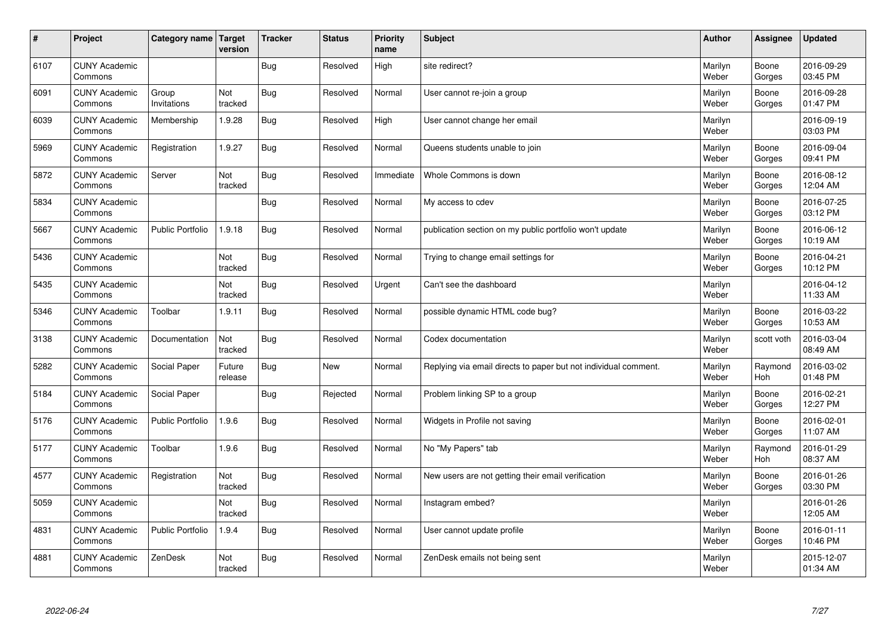| # | Project | Category name | Target version | Tracker | Status | Priority name | Subject | Author | Assignee | Updated |
|---|---|---|---|---|---|---|---|---|---|---|
| 6107 | CUNY Academic Commons | | | Bug | Resolved | High | site redirect? | Marilyn Weber | Boone Gorges | 2016-09-29 03:45 PM |
| 6091 | CUNY Academic Commons | Group Invitations | Not tracked | Bug | Resolved | Normal | User cannot re-join a group | Marilyn Weber | Boone Gorges | 2016-09-28 01:47 PM |
| 6039 | CUNY Academic Commons | Membership | 1.9.28 | Bug | Resolved | High | User cannot change her email | Marilyn Weber | | 2016-09-19 03:03 PM |
| 5969 | CUNY Academic Commons | Registration | 1.9.27 | Bug | Resolved | Normal | Queens students unable to join | Marilyn Weber | Boone Gorges | 2016-09-04 09:41 PM |
| 5872 | CUNY Academic Commons | Server | Not tracked | Bug | Resolved | Immediate | Whole Commons is down | Marilyn Weber | Boone Gorges | 2016-08-12 12:04 AM |
| 5834 | CUNY Academic Commons | | | Bug | Resolved | Normal | My access to cdev | Marilyn Weber | Boone Gorges | 2016-07-25 03:12 PM |
| 5667 | CUNY Academic Commons | Public Portfolio | 1.9.18 | Bug | Resolved | Normal | publication section on my public portfolio won't update | Marilyn Weber | Boone Gorges | 2016-06-12 10:19 AM |
| 5436 | CUNY Academic Commons | | Not tracked | Bug | Resolved | Normal | Trying to change email settings for | Marilyn Weber | Boone Gorges | 2016-04-21 10:12 PM |
| 5435 | CUNY Academic Commons | | Not tracked | Bug | Resolved | Urgent | Can't see the dashboard | Marilyn Weber | | 2016-04-12 11:33 AM |
| 5346 | CUNY Academic Commons | Toolbar | 1.9.11 | Bug | Resolved | Normal | possible dynamic HTML code bug? | Marilyn Weber | Boone Gorges | 2016-03-22 10:53 AM |
| 3138 | CUNY Academic Commons | Documentation | Not tracked | Bug | Resolved | Normal | Codex documentation | Marilyn Weber | scott voth | 2016-03-04 08:49 AM |
| 5282 | CUNY Academic Commons | Social Paper | Future release | Bug | New | Normal | Replying via email directs to paper but not individual comment. | Marilyn Weber | Raymond Hoh | 2016-03-02 01:48 PM |
| 5184 | CUNY Academic Commons | Social Paper | | Bug | Rejected | Normal | Problem linking SP to a group | Marilyn Weber | Boone Gorges | 2016-02-21 12:27 PM |
| 5176 | CUNY Academic Commons | Public Portfolio | 1.9.6 | Bug | Resolved | Normal | Widgets in Profile not saving | Marilyn Weber | Boone Gorges | 2016-02-01 11:07 AM |
| 5177 | CUNY Academic Commons | Toolbar | 1.9.6 | Bug | Resolved | Normal | No "My Papers" tab | Marilyn Weber | Raymond Hoh | 2016-01-29 08:37 AM |
| 4577 | CUNY Academic Commons | Registration | Not tracked | Bug | Resolved | Normal | New users are not getting their email verification | Marilyn Weber | Boone Gorges | 2016-01-26 03:30 PM |
| 5059 | CUNY Academic Commons | | Not tracked | Bug | Resolved | Normal | Instagram embed? | Marilyn Weber | | 2016-01-26 12:05 AM |
| 4831 | CUNY Academic Commons | Public Portfolio | 1.9.4 | Bug | Resolved | Normal | User cannot update profile | Marilyn Weber | Boone Gorges | 2016-01-11 10:46 PM |
| 4881 | CUNY Academic Commons | ZenDesk | Not tracked | Bug | Resolved | Normal | ZenDesk emails not being sent | Marilyn Weber | | 2015-12-07 01:34 AM |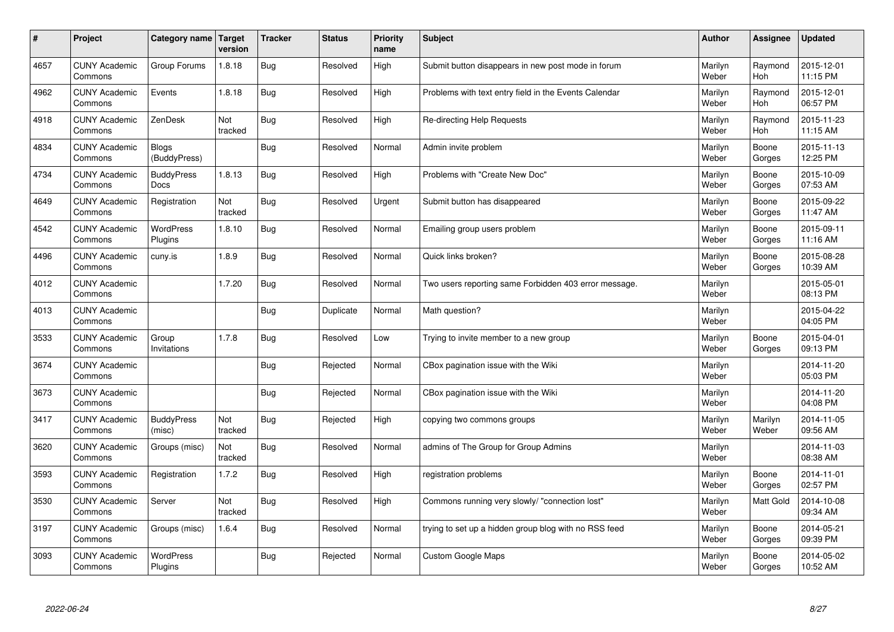| # | Project | Category name | Target version | Tracker | Status | Priority name | Subject | Author | Assignee | Updated |
|---|---|---|---|---|---|---|---|---|---|---|
| 4657 | CUNY Academic Commons | Group Forums | 1.8.18 | Bug | Resolved | High | Submit button disappears in new post mode in forum | Marilyn Weber | Raymond Hoh | 2015-12-01 11:15 PM |
| 4962 | CUNY Academic Commons | Events | 1.8.18 | Bug | Resolved | High | Problems with text entry field in the Events Calendar | Marilyn Weber | Raymond Hoh | 2015-12-01 06:57 PM |
| 4918 | CUNY Academic Commons | ZenDesk | Not tracked | Bug | Resolved | High | Re-directing Help Requests | Marilyn Weber | Raymond Hoh | 2015-11-23 11:15 AM |
| 4834 | CUNY Academic Commons | Blogs (BuddyPress) | | Bug | Resolved | Normal | Admin invite problem | Marilyn Weber | Boone Gorges | 2015-11-13 12:25 PM |
| 4734 | CUNY Academic Commons | BuddyPress Docs | 1.8.13 | Bug | Resolved | High | Problems with "Create New Doc" | Marilyn Weber | Boone Gorges | 2015-10-09 07:53 AM |
| 4649 | CUNY Academic Commons | Registration | Not tracked | Bug | Resolved | Urgent | Submit button has disappeared | Marilyn Weber | Boone Gorges | 2015-09-22 11:47 AM |
| 4542 | CUNY Academic Commons | WordPress Plugins | 1.8.10 | Bug | Resolved | Normal | Emailing group users problem | Marilyn Weber | Boone Gorges | 2015-09-11 11:16 AM |
| 4496 | CUNY Academic Commons | cuny.is | 1.8.9 | Bug | Resolved | Normal | Quick links broken? | Marilyn Weber | Boone Gorges | 2015-08-28 10:39 AM |
| 4012 | CUNY Academic Commons | | 1.7.20 | Bug | Resolved | Normal | Two users reporting same Forbidden 403 error message. | Marilyn Weber | | 2015-05-01 08:13 PM |
| 4013 | CUNY Academic Commons | | | Bug | Duplicate | Normal | Math question? | Marilyn Weber | | 2015-04-22 04:05 PM |
| 3533 | CUNY Academic Commons | Group Invitations | 1.7.8 | Bug | Resolved | Low | Trying to invite member to a new group | Marilyn Weber | Boone Gorges | 2015-04-01 09:13 PM |
| 3674 | CUNY Academic Commons | | | Bug | Rejected | Normal | CBox pagination issue with the Wiki | Marilyn Weber | | 2014-11-20 05:03 PM |
| 3673 | CUNY Academic Commons | | | Bug | Rejected | Normal | CBox pagination issue with the Wiki | Marilyn Weber | | 2014-11-20 04:08 PM |
| 3417 | CUNY Academic Commons | BuddyPress (misc) | Not tracked | Bug | Rejected | High | copying two commons groups | Marilyn Weber | Marilyn Weber | 2014-11-05 09:56 AM |
| 3620 | CUNY Academic Commons | Groups (misc) | Not tracked | Bug | Resolved | Normal | admins of The Group for Group Admins | Marilyn Weber | | 2014-11-03 08:38 AM |
| 3593 | CUNY Academic Commons | Registration | 1.7.2 | Bug | Resolved | High | registration problems | Marilyn Weber | Boone Gorges | 2014-11-01 02:57 PM |
| 3530 | CUNY Academic Commons | Server | Not tracked | Bug | Resolved | High | Commons running very slowly/ "connection lost" | Marilyn Weber | Matt Gold | 2014-10-08 09:34 AM |
| 3197 | CUNY Academic Commons | Groups (misc) | 1.6.4 | Bug | Resolved | Normal | trying to set up a hidden group blog with no RSS feed | Marilyn Weber | Boone Gorges | 2014-05-21 09:39 PM |
| 3093 | CUNY Academic Commons | WordPress Plugins | | Bug | Rejected | Normal | Custom Google Maps | Marilyn Weber | Boone Gorges | 2014-05-02 10:52 AM |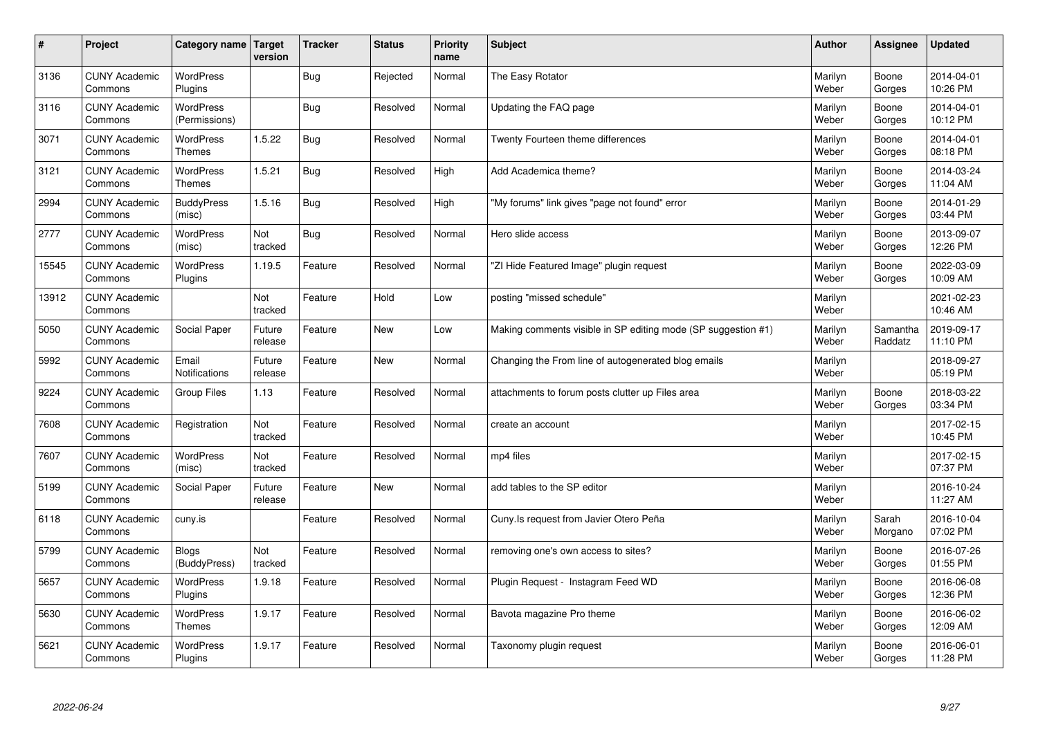| # | Project | Category name | Target version | Tracker | Status | Priority name | Subject | Author | Assignee | Updated |
|---|---|---|---|---|---|---|---|---|---|---|
| 3136 | CUNY Academic Commons | WordPress Plugins | | Bug | Rejected | Normal | The Easy Rotator | Marilyn Weber | Boone Gorges | 2014-04-01 10:26 PM |
| 3116 | CUNY Academic Commons | WordPress (Permissions) | | Bug | Resolved | Normal | Updating the FAQ page | Marilyn Weber | Boone Gorges | 2014-04-01 10:12 PM |
| 3071 | CUNY Academic Commons | WordPress Themes | 1.5.22 | Bug | Resolved | Normal | Twenty Fourteen theme differences | Marilyn Weber | Boone Gorges | 2014-04-01 08:18 PM |
| 3121 | CUNY Academic Commons | WordPress Themes | 1.5.21 | Bug | Resolved | High | Add Academica theme? | Marilyn Weber | Boone Gorges | 2014-03-24 11:04 AM |
| 2994 | CUNY Academic Commons | BuddyPress (misc) | 1.5.16 | Bug | Resolved | High | "My forums" link gives "page not found" error | Marilyn Weber | Boone Gorges | 2014-01-29 03:44 PM |
| 2777 | CUNY Academic Commons | WordPress (misc) | Not tracked | Bug | Resolved | Normal | Hero slide access | Marilyn Weber | Boone Gorges | 2013-09-07 12:26 PM |
| 15545 | CUNY Academic Commons | WordPress Plugins | 1.19.5 | Feature | Resolved | Normal | "ZI Hide Featured Image" plugin request | Marilyn Weber | Boone Gorges | 2022-03-09 10:09 AM |
| 13912 | CUNY Academic Commons | | Not tracked | Feature | Hold | Low | posting "missed schedule" | Marilyn Weber | | 2021-02-23 10:46 AM |
| 5050 | CUNY Academic Commons | Social Paper | Future release | Feature | New | Low | Making comments visible in SP editing mode (SP suggestion #1) | Marilyn Weber | Samantha Raddatz | 2019-09-17 11:10 PM |
| 5992 | CUNY Academic Commons | Email Notifications | Future release | Feature | New | Normal | Changing the From line of autogenerated blog emails | Marilyn Weber | | 2018-09-27 05:19 PM |
| 9224 | CUNY Academic Commons | Group Files | 1.13 | Feature | Resolved | Normal | attachments to forum posts clutter up Files area | Marilyn Weber | Boone Gorges | 2018-03-22 03:34 PM |
| 7608 | CUNY Academic Commons | Registration | Not tracked | Feature | Resolved | Normal | create an account | Marilyn Weber | | 2017-02-15 10:45 PM |
| 7607 | CUNY Academic Commons | WordPress (misc) | Not tracked | Feature | Resolved | Normal | mp4 files | Marilyn Weber | | 2017-02-15 07:37 PM |
| 5199 | CUNY Academic Commons | Social Paper | Future release | Feature | New | Normal | add tables to the SP editor | Marilyn Weber | | 2016-10-24 11:27 AM |
| 6118 | CUNY Academic Commons | cuny.is | | Feature | Resolved | Normal | Cuny.Is request from Javier Otero Peña | Marilyn Weber | Sarah Morgano | 2016-10-04 07:02 PM |
| 5799 | CUNY Academic Commons | Blogs (BuddyPress) | Not tracked | Feature | Resolved | Normal | removing one's own access to sites? | Marilyn Weber | Boone Gorges | 2016-07-26 01:55 PM |
| 5657 | CUNY Academic Commons | WordPress Plugins | 1.9.18 | Feature | Resolved | Normal | Plugin Request - Instagram Feed WD | Marilyn Weber | Boone Gorges | 2016-06-08 12:36 PM |
| 5630 | CUNY Academic Commons | WordPress Themes | 1.9.17 | Feature | Resolved | Normal | Bavota magazine Pro theme | Marilyn Weber | Boone Gorges | 2016-06-02 12:09 AM |
| 5621 | CUNY Academic Commons | WordPress Plugins | 1.9.17 | Feature | Resolved | Normal | Taxonomy plugin request | Marilyn Weber | Boone Gorges | 2016-06-01 11:28 PM |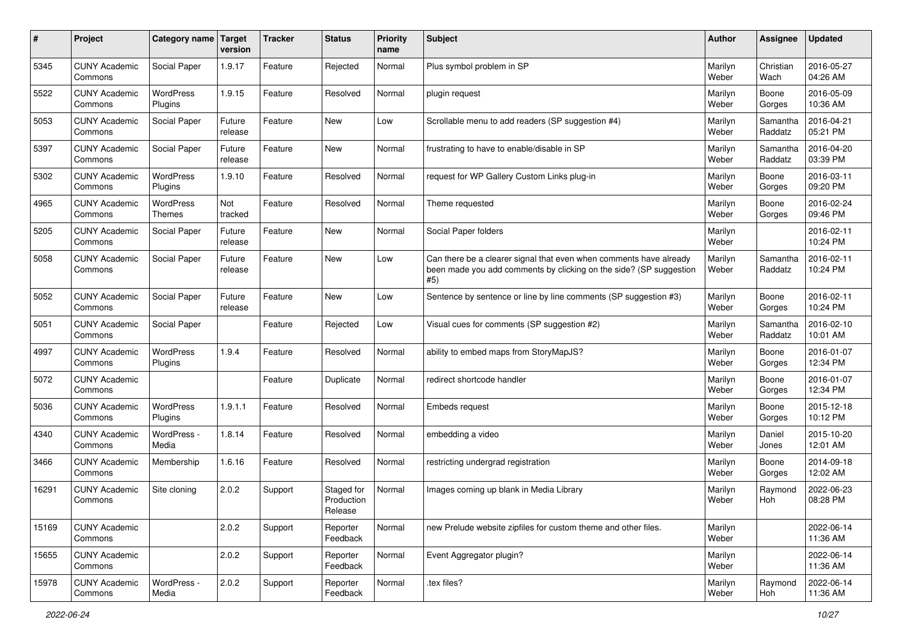| # | Project | Category name | Target version | Tracker | Status | Priority name | Subject | Author | Assignee | Updated |
|---|---|---|---|---|---|---|---|---|---|---|
| 5345 | CUNY Academic Commons | Social Paper | 1.9.17 | Feature | Rejected | Normal | Plus symbol problem in SP | Marilyn Weber | Christian Wach | 2016-05-27 04:26 AM |
| 5522 | CUNY Academic Commons | WordPress Plugins | 1.9.15 | Feature | Resolved | Normal | plugin request | Marilyn Weber | Boone Gorges | 2016-05-09 10:36 AM |
| 5053 | CUNY Academic Commons | Social Paper | Future release | Feature | New | Low | Scrollable menu to add readers (SP suggestion #4) | Marilyn Weber | Samantha Raddatz | 2016-04-21 05:21 PM |
| 5397 | CUNY Academic Commons | Social Paper | Future release | Feature | New | Normal | frustrating to have to enable/disable in SP | Marilyn Weber | Samantha Raddatz | 2016-04-20 03:39 PM |
| 5302 | CUNY Academic Commons | WordPress Plugins | 1.9.10 | Feature | Resolved | Normal | request for WP Gallery Custom Links plug-in | Marilyn Weber | Boone Gorges | 2016-03-11 09:20 PM |
| 4965 | CUNY Academic Commons | WordPress Themes | Not tracked | Feature | Resolved | Normal | Theme requested | Marilyn Weber | Boone Gorges | 2016-02-24 09:46 PM |
| 5205 | CUNY Academic Commons | Social Paper | Future release | Feature | New | Normal | Social Paper folders | Marilyn Weber | | 2016-02-11 10:24 PM |
| 5058 | CUNY Academic Commons | Social Paper | Future release | Feature | New | Low | Can there be a clearer signal that even when comments have already been made you add comments by clicking on the side? (SP suggestion #5) | Marilyn Weber | Samantha Raddatz | 2016-02-11 10:24 PM |
| 5052 | CUNY Academic Commons | Social Paper | Future release | Feature | New | Low | Sentence by sentence or line by line comments (SP suggestion #3) | Marilyn Weber | Boone Gorges | 2016-02-11 10:24 PM |
| 5051 | CUNY Academic Commons | Social Paper | | Feature | Rejected | Low | Visual cues for comments (SP suggestion #2) | Marilyn Weber | Samantha Raddatz | 2016-02-10 10:01 AM |
| 4997 | CUNY Academic Commons | WordPress Plugins | 1.9.4 | Feature | Resolved | Normal | ability to embed maps from StoryMapJS? | Marilyn Weber | Boone Gorges | 2016-01-07 12:34 PM |
| 5072 | CUNY Academic Commons | | | Feature | Duplicate | Normal | redirect shortcode handler | Marilyn Weber | Boone Gorges | 2016-01-07 12:34 PM |
| 5036 | CUNY Academic Commons | WordPress Plugins | 1.9.1.1 | Feature | Resolved | Normal | Embeds request | Marilyn Weber | Boone Gorges | 2015-12-18 10:12 PM |
| 4340 | CUNY Academic Commons | WordPress - Media | 1.8.14 | Feature | Resolved | Normal | embedding a video | Marilyn Weber | Daniel Jones | 2015-10-20 12:01 AM |
| 3466 | CUNY Academic Commons | Membership | 1.6.16 | Feature | Resolved | Normal | restricting undergrad registration | Marilyn Weber | Boone Gorges | 2014-09-18 12:02 AM |
| 16291 | CUNY Academic Commons | Site cloning | 2.0.2 | Support | Staged for Production Release | Normal | Images coming up blank in Media Library | Marilyn Weber | Raymond Hoh | 2022-06-23 08:28 PM |
| 15169 | CUNY Academic Commons | | 2.0.2 | Support | Reporter Feedback | Normal | new Prelude website zipfiles for custom theme and other files. | Marilyn Weber | | 2022-06-14 11:36 AM |
| 15655 | CUNY Academic Commons | | 2.0.2 | Support | Reporter Feedback | Normal | Event Aggregator plugin? | Marilyn Weber | | 2022-06-14 11:36 AM |
| 15978 | CUNY Academic Commons | WordPress - Media | 2.0.2 | Support | Reporter Feedback | Normal | .tex files? | Marilyn Weber | Raymond Hoh | 2022-06-14 11:36 AM |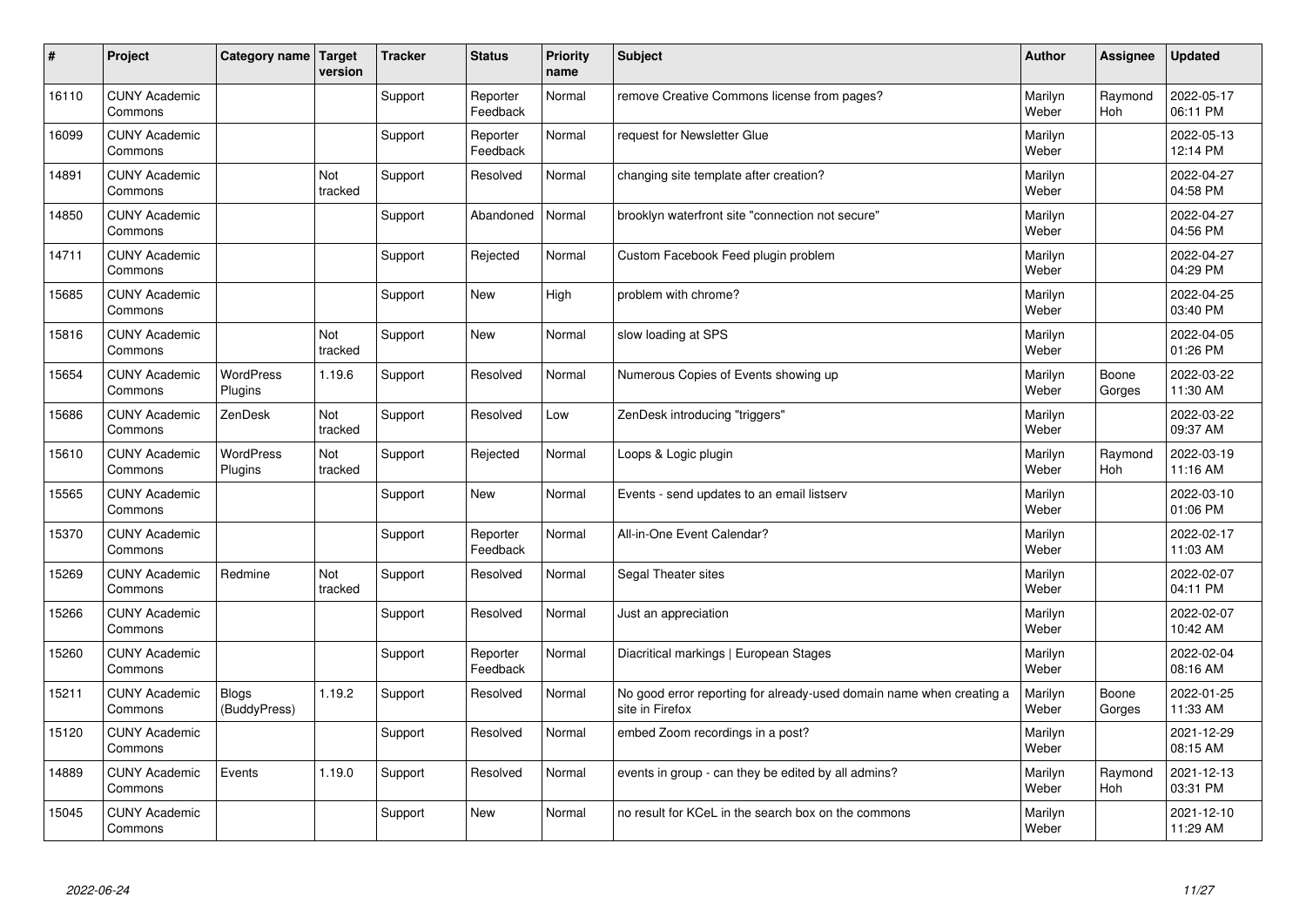| # | Project | Category name | Target version | Tracker | Status | Priority name | Subject | Author | Assignee | Updated |
|---|---|---|---|---|---|---|---|---|---|---|
| 16110 | CUNY Academic Commons | | | Support | Reporter Feedback | Normal | remove Creative Commons license from pages? | Marilyn Weber | Raymond Hoh | 2022-05-17 06:11 PM |
| 16099 | CUNY Academic Commons | | | Support | Reporter Feedback | Normal | request for Newsletter Glue | Marilyn Weber | | 2022-05-13 12:14 PM |
| 14891 | CUNY Academic Commons | | Not tracked | Support | Resolved | Normal | changing site template after creation? | Marilyn Weber | | 2022-04-27 04:58 PM |
| 14850 | CUNY Academic Commons | | | Support | Abandoned | Normal | brooklyn waterfront site "connection not secure" | Marilyn Weber | | 2022-04-27 04:56 PM |
| 14711 | CUNY Academic Commons | | | Support | Rejected | Normal | Custom Facebook Feed plugin problem | Marilyn Weber | | 2022-04-27 04:29 PM |
| 15685 | CUNY Academic Commons | | | Support | New | High | problem with chrome? | Marilyn Weber | | 2022-04-25 03:40 PM |
| 15816 | CUNY Academic Commons | | Not tracked | Support | New | Normal | slow loading at SPS | Marilyn Weber | | 2022-04-05 01:26 PM |
| 15654 | CUNY Academic Commons | WordPress Plugins | 1.19.6 | Support | Resolved | Normal | Numerous Copies of Events showing up | Marilyn Weber | Boone Gorges | 2022-03-22 11:30 AM |
| 15686 | CUNY Academic Commons | ZenDesk | Not tracked | Support | Resolved | Low | ZenDesk introducing "triggers" | Marilyn Weber | | 2022-03-22 09:37 AM |
| 15610 | CUNY Academic Commons | WordPress Plugins | Not tracked | Support | Rejected | Normal | Loops & Logic plugin | Marilyn Weber | Raymond Hoh | 2022-03-19 11:16 AM |
| 15565 | CUNY Academic Commons | | | Support | New | Normal | Events - send updates to an email listserv | Marilyn Weber | | 2022-03-10 01:06 PM |
| 15370 | CUNY Academic Commons | | | Support | Reporter Feedback | Normal | All-in-One Event Calendar? | Marilyn Weber | | 2022-02-17 11:03 AM |
| 15269 | CUNY Academic Commons | Redmine | Not tracked | Support | Resolved | Normal | Segal Theater sites | Marilyn Weber | | 2022-02-07 04:11 PM |
| 15266 | CUNY Academic Commons | | | Support | Resolved | Normal | Just an appreciation | Marilyn Weber | | 2022-02-07 10:42 AM |
| 15260 | CUNY Academic Commons | | | Support | Reporter Feedback | Normal | Diacritical markings \| European Stages | Marilyn Weber | | 2022-02-04 08:16 AM |
| 15211 | CUNY Academic Commons | Blogs (BuddyPress) | 1.19.2 | Support | Resolved | Normal | No good error reporting for already-used domain name when creating a site in Firefox | Marilyn Weber | Boone Gorges | 2022-01-25 11:33 AM |
| 15120 | CUNY Academic Commons | | | Support | Resolved | Normal | embed Zoom recordings in a post? | Marilyn Weber | | 2021-12-29 08:15 AM |
| 14889 | CUNY Academic Commons | Events | 1.19.0 | Support | Resolved | Normal | events in group - can they be edited by all admins? | Marilyn Weber | Raymond Hoh | 2021-12-13 03:31 PM |
| 15045 | CUNY Academic Commons | | | Support | New | Normal | no result for KCeL in the search box on the commons | Marilyn Weber | | 2021-12-10 11:29 AM |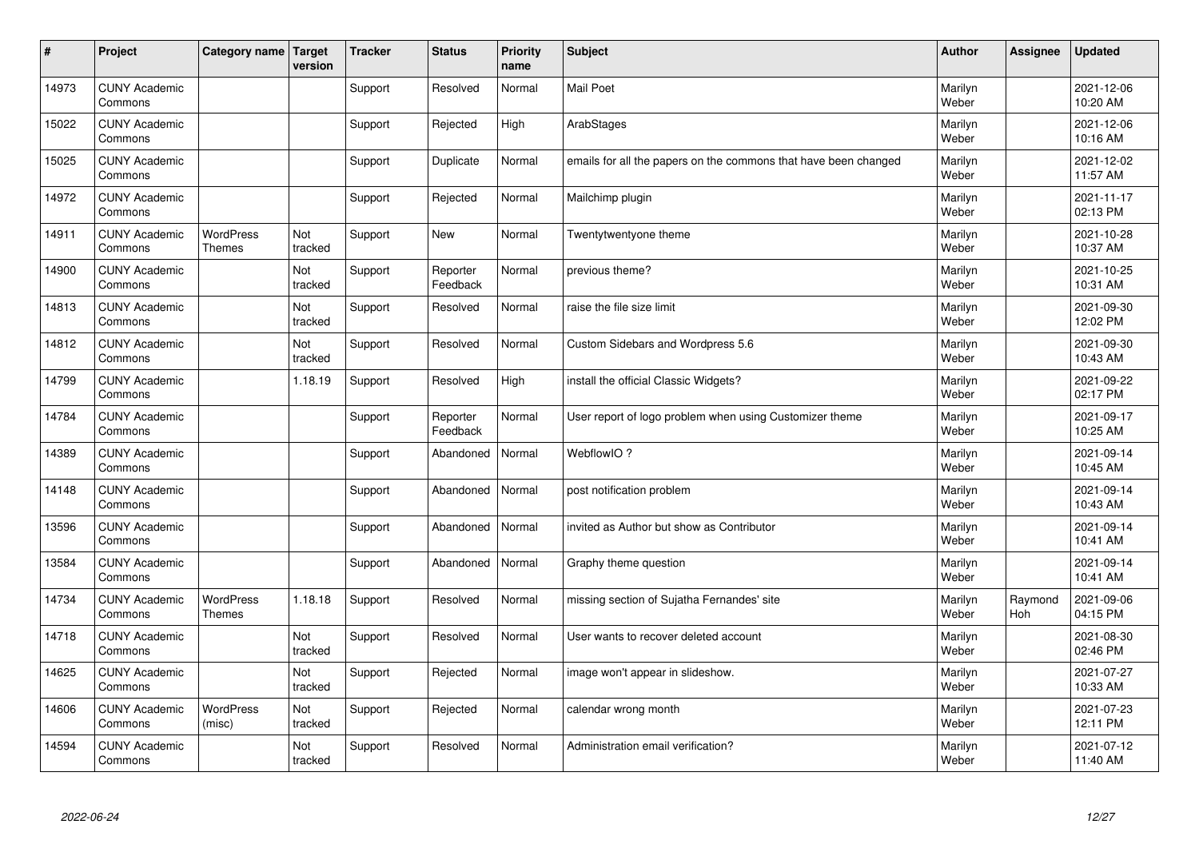| # | Project | Category name | Target version | Tracker | Status | Priority name | Subject | Author | Assignee | Updated |
|---|---|---|---|---|---|---|---|---|---|---|
| 14973 | CUNY Academic Commons | | | Support | Resolved | Normal | Mail Poet | Marilyn Weber | | 2021-12-06 10:20 AM |
| 15022 | CUNY Academic Commons | | | Support | Rejected | High | ArabStages | Marilyn Weber | | 2021-12-06 10:16 AM |
| 15025 | CUNY Academic Commons | | | Support | Duplicate | Normal | emails for all the papers on the commons that have been changed | Marilyn Weber | | 2021-12-02 11:57 AM |
| 14972 | CUNY Academic Commons | | | Support | Rejected | Normal | Mailchimp plugin | Marilyn Weber | | 2021-11-17 02:13 PM |
| 14911 | CUNY Academic Commons | WordPress Themes | Not tracked | Support | New | Normal | Twentytwentyone theme | Marilyn Weber | | 2021-10-28 10:37 AM |
| 14900 | CUNY Academic Commons | | Not tracked | Support | Reporter Feedback | Normal | previous theme? | Marilyn Weber | | 2021-10-25 10:31 AM |
| 14813 | CUNY Academic Commons | | Not tracked | Support | Resolved | Normal | raise the file size limit | Marilyn Weber | | 2021-09-30 12:02 PM |
| 14812 | CUNY Academic Commons | | Not tracked | Support | Resolved | Normal | Custom Sidebars and Wordpress 5.6 | Marilyn Weber | | 2021-09-30 10:43 AM |
| 14799 | CUNY Academic Commons | | 1.18.19 | Support | Resolved | High | install the official Classic Widgets? | Marilyn Weber | | 2021-09-22 02:17 PM |
| 14784 | CUNY Academic Commons | | | Support | Reporter Feedback | Normal | User report of logo problem when using Customizer theme | Marilyn Weber | | 2021-09-17 10:25 AM |
| 14389 | CUNY Academic Commons | | | Support | Abandoned | Normal | WebflowIO ? | Marilyn Weber | | 2021-09-14 10:45 AM |
| 14148 | CUNY Academic Commons | | | Support | Abandoned | Normal | post notification problem | Marilyn Weber | | 2021-09-14 10:43 AM |
| 13596 | CUNY Academic Commons | | | Support | Abandoned | Normal | invited as Author but show as Contributor | Marilyn Weber | | 2021-09-14 10:41 AM |
| 13584 | CUNY Academic Commons | | | Support | Abandoned | Normal | Graphy theme question | Marilyn Weber | | 2021-09-14 10:41 AM |
| 14734 | CUNY Academic Commons | WordPress Themes | 1.18.18 | Support | Resolved | Normal | missing section of Sujatha Fernandes' site | Marilyn Weber | Raymond Hoh | 2021-09-06 04:15 PM |
| 14718 | CUNY Academic Commons | | Not tracked | Support | Resolved | Normal | User wants to recover deleted account | Marilyn Weber | | 2021-08-30 02:46 PM |
| 14625 | CUNY Academic Commons | | Not tracked | Support | Rejected | Normal | image won't appear in slideshow. | Marilyn Weber | | 2021-07-27 10:33 AM |
| 14606 | CUNY Academic Commons | WordPress (misc) | Not tracked | Support | Rejected | Normal | calendar wrong month | Marilyn Weber | | 2021-07-23 12:11 PM |
| 14594 | CUNY Academic Commons | | Not tracked | Support | Resolved | Normal | Administration email verification? | Marilyn Weber | | 2021-07-12 11:40 AM |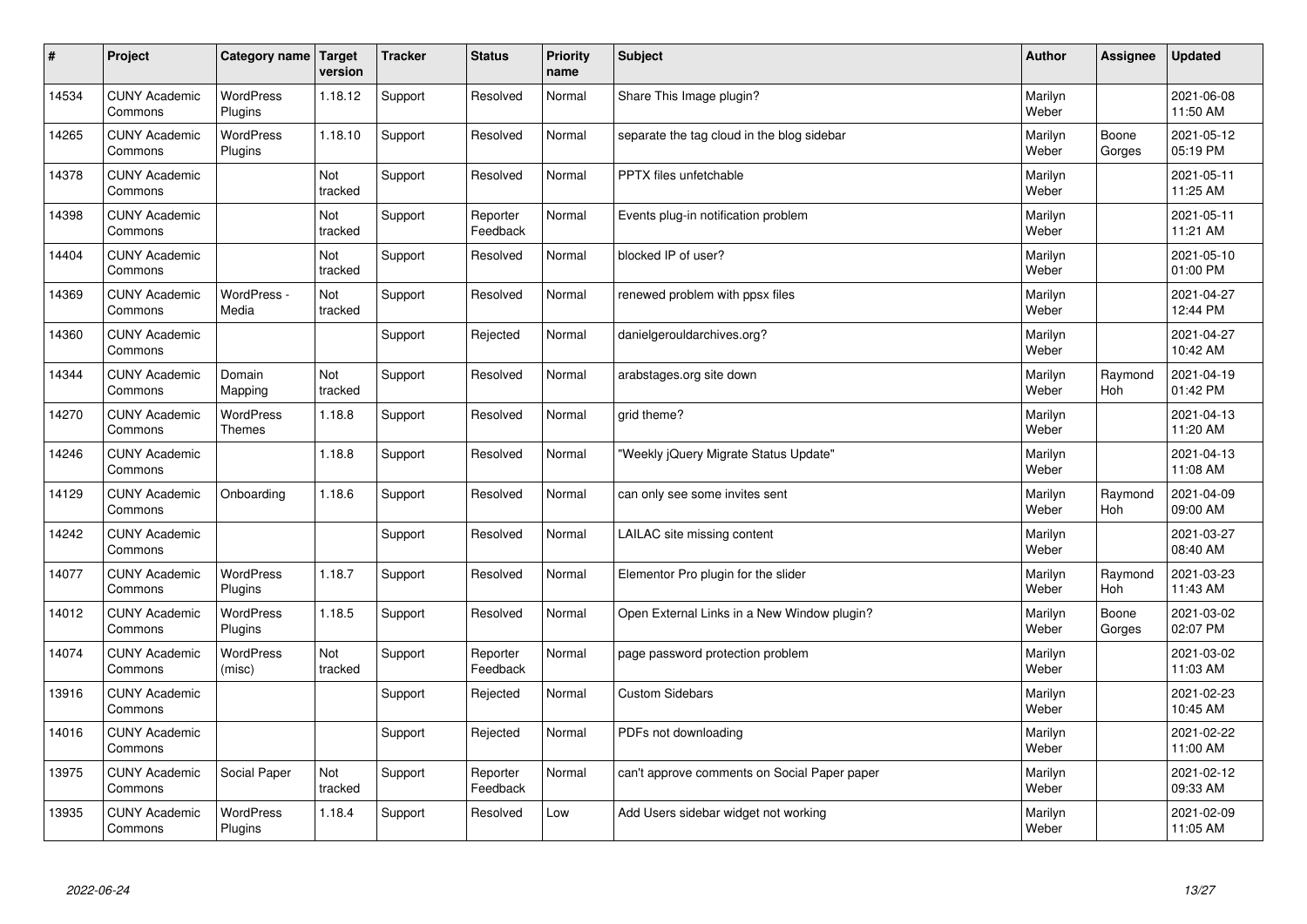| # | Project | Category name | Target version | Tracker | Status | Priority name | Subject | Author | Assignee | Updated |
|---|---|---|---|---|---|---|---|---|---|---|
| 14534 | CUNY Academic Commons | WordPress Plugins | 1.18.12 | Support | Resolved | Normal | Share This Image plugin? | Marilyn Weber | | 2021-06-08 11:50 AM |
| 14265 | CUNY Academic Commons | WordPress Plugins | 1.18.10 | Support | Resolved | Normal | separate the tag cloud in the blog sidebar | Marilyn Weber | Boone Gorges | 2021-05-12 05:19 PM |
| 14378 | CUNY Academic Commons | | Not tracked | Support | Resolved | Normal | PPTX files unfetchable | Marilyn Weber | | 2021-05-11 11:25 AM |
| 14398 | CUNY Academic Commons | | Not tracked | Support | Reporter Feedback | Normal | Events plug-in notification problem | Marilyn Weber | | 2021-05-11 11:21 AM |
| 14404 | CUNY Academic Commons | | Not tracked | Support | Resolved | Normal | blocked IP of user? | Marilyn Weber | | 2021-05-10 01:00 PM |
| 14369 | CUNY Academic Commons | WordPress - Media | Not tracked | Support | Resolved | Normal | renewed problem with ppsx files | Marilyn Weber | | 2021-04-27 12:44 PM |
| 14360 | CUNY Academic Commons | | | Support | Rejected | Normal | danielgerouldarchives.org? | Marilyn Weber | | 2021-04-27 10:42 AM |
| 14344 | CUNY Academic Commons | Domain Mapping | Not tracked | Support | Resolved | Normal | arabstages.org site down | Marilyn Weber | Raymond Hoh | 2021-04-19 01:42 PM |
| 14270 | CUNY Academic Commons | WordPress Themes | 1.18.8 | Support | Resolved | Normal | grid theme? | Marilyn Weber | | 2021-04-13 11:20 AM |
| 14246 | CUNY Academic Commons | | 1.18.8 | Support | Resolved | Normal | "Weekly jQuery Migrate Status Update" | Marilyn Weber | | 2021-04-13 11:08 AM |
| 14129 | CUNY Academic Commons | Onboarding | 1.18.6 | Support | Resolved | Normal | can only see some invites sent | Marilyn Weber | Raymond Hoh | 2021-04-09 09:00 AM |
| 14242 | CUNY Academic Commons | | | Support | Resolved | Normal | LAILAC site missing content | Marilyn Weber | | 2021-03-27 08:40 AM |
| 14077 | CUNY Academic Commons | WordPress Plugins | 1.18.7 | Support | Resolved | Normal | Elementor Pro plugin for the slider | Marilyn Weber | Raymond Hoh | 2021-03-23 11:43 AM |
| 14012 | CUNY Academic Commons | WordPress Plugins | 1.18.5 | Support | Resolved | Normal | Open External Links in a New Window plugin? | Marilyn Weber | Boone Gorges | 2021-03-02 02:07 PM |
| 14074 | CUNY Academic Commons | WordPress (misc) | Not tracked | Support | Reporter Feedback | Normal | page password protection problem | Marilyn Weber | | 2021-03-02 11:03 AM |
| 13916 | CUNY Academic Commons | | | Support | Rejected | Normal | Custom Sidebars | Marilyn Weber | | 2021-02-23 10:45 AM |
| 14016 | CUNY Academic Commons | | | Support | Rejected | Normal | PDFs not downloading | Marilyn Weber | | 2021-02-22 11:00 AM |
| 13975 | CUNY Academic Commons | Social Paper | Not tracked | Support | Reporter Feedback | Normal | can't approve comments on Social Paper paper | Marilyn Weber | | 2021-02-12 09:33 AM |
| 13935 | CUNY Academic Commons | WordPress Plugins | 1.18.4 | Support | Resolved | Low | Add Users sidebar widget not working | Marilyn Weber | | 2021-02-09 11:05 AM |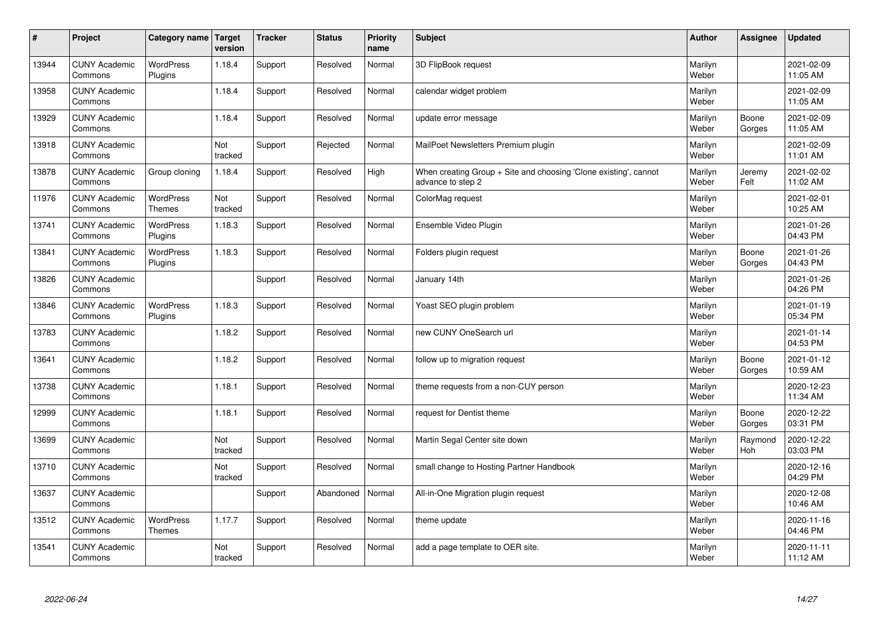| # | Project | Category name | Target version | Tracker | Status | Priority name | Subject | Author | Assignee | Updated |
|---|---|---|---|---|---|---|---|---|---|---|
| 13944 | CUNY Academic Commons | WordPress Plugins | 1.18.4 | Support | Resolved | Normal | 3D FlipBook request | Marilyn Weber | | 2021-02-09 11:05 AM |
| 13958 | CUNY Academic Commons | | 1.18.4 | Support | Resolved | Normal | calendar widget problem | Marilyn Weber | | 2021-02-09 11:05 AM |
| 13929 | CUNY Academic Commons | | 1.18.4 | Support | Resolved | Normal | update error message | Marilyn Weber | Boone Gorges | 2021-02-09 11:05 AM |
| 13918 | CUNY Academic Commons | | Not tracked | Support | Rejected | Normal | MailPoet Newsletters Premium plugin | Marilyn Weber | | 2021-02-09 11:01 AM |
| 13878 | CUNY Academic Commons | Group cloning | 1.18.4 | Support | Resolved | High | When creating Group + Site and choosing 'Clone existing', cannot advance to step 2 | Marilyn Weber | Jeremy Felt | 2021-02-02 11:02 AM |
| 11976 | CUNY Academic Commons | WordPress Themes | Not tracked | Support | Resolved | Normal | ColorMag request | Marilyn Weber | | 2021-02-01 10:25 AM |
| 13741 | CUNY Academic Commons | WordPress Plugins | 1.18.3 | Support | Resolved | Normal | Ensemble Video Plugin | Marilyn Weber | | 2021-01-26 04:43 PM |
| 13841 | CUNY Academic Commons | WordPress Plugins | 1.18.3 | Support | Resolved | Normal | Folders plugin request | Marilyn Weber | Boone Gorges | 2021-01-26 04:43 PM |
| 13826 | CUNY Academic Commons | | | Support | Resolved | Normal | January 14th | Marilyn Weber | | 2021-01-26 04:26 PM |
| 13846 | CUNY Academic Commons | WordPress Plugins | 1.18.3 | Support | Resolved | Normal | Yoast SEO plugin problem | Marilyn Weber | | 2021-01-19 05:34 PM |
| 13783 | CUNY Academic Commons | | 1.18.2 | Support | Resolved | Normal | new CUNY OneSearch url | Marilyn Weber | | 2021-01-14 04:53 PM |
| 13641 | CUNY Academic Commons | | 1.18.2 | Support | Resolved | Normal | follow up to migration request | Marilyn Weber | Boone Gorges | 2021-01-12 10:59 AM |
| 13738 | CUNY Academic Commons | | 1.18.1 | Support | Resolved | Normal | theme requests from a non-CUY person | Marilyn Weber | | 2020-12-23 11:34 AM |
| 12999 | CUNY Academic Commons | | 1.18.1 | Support | Resolved | Normal | request for Dentist theme | Marilyn Weber | Boone Gorges | 2020-12-22 03:31 PM |
| 13699 | CUNY Academic Commons | | Not tracked | Support | Resolved | Normal | Martin Segal Center site down | Marilyn Weber | Raymond Hoh | 2020-12-22 03:03 PM |
| 13710 | CUNY Academic Commons | | Not tracked | Support | Resolved | Normal | small change to Hosting Partner Handbook | Marilyn Weber | | 2020-12-16 04:29 PM |
| 13637 | CUNY Academic Commons | | | Support | Abandoned | Normal | All-in-One Migration plugin request | Marilyn Weber | | 2020-12-08 10:46 AM |
| 13512 | CUNY Academic Commons | WordPress Themes | 1.17.7 | Support | Resolved | Normal | theme update | Marilyn Weber | | 2020-11-16 04:46 PM |
| 13541 | CUNY Academic Commons | | Not tracked | Support | Resolved | Normal | add a page template to OER site. | Marilyn Weber | | 2020-11-11 11:12 AM |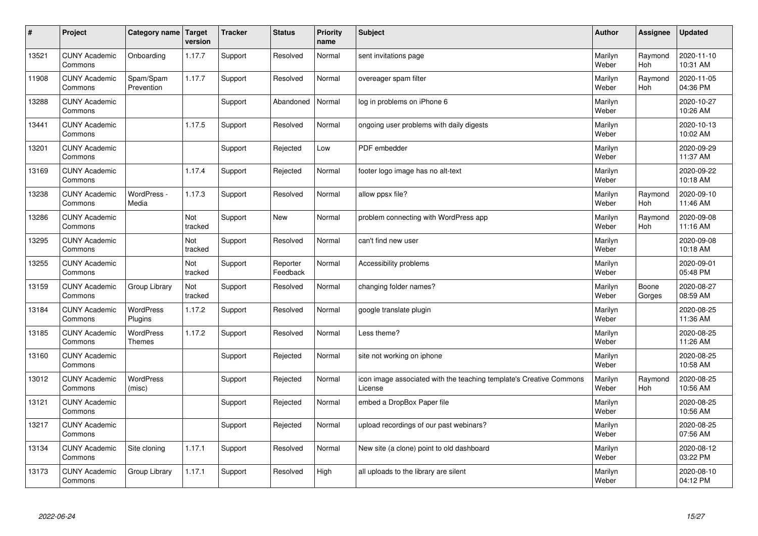| # | Project | Category name | Target version | Tracker | Status | Priority name | Subject | Author | Assignee | Updated |
|---|---|---|---|---|---|---|---|---|---|---|
| 13521 | CUNY Academic Commons | Onboarding | 1.17.7 | Support | Resolved | Normal | sent invitations page | Marilyn Weber | Raymond Hoh | 2020-11-10 10:31 AM |
| 11908 | CUNY Academic Commons | Spam/Spam Prevention | 1.17.7 | Support | Resolved | Normal | overeager spam filter | Marilyn Weber | Raymond Hoh | 2020-11-05 04:36 PM |
| 13288 | CUNY Academic Commons | | | Support | Abandoned | Normal | log in problems on iPhone 6 | Marilyn Weber | | 2020-10-27 10:26 AM |
| 13441 | CUNY Academic Commons | | 1.17.5 | Support | Resolved | Normal | ongoing user problems with daily digests | Marilyn Weber | | 2020-10-13 10:02 AM |
| 13201 | CUNY Academic Commons | | | Support | Rejected | Low | PDF embedder | Marilyn Weber | | 2020-09-29 11:37 AM |
| 13169 | CUNY Academic Commons | | 1.17.4 | Support | Rejected | Normal | footer logo image has no alt-text | Marilyn Weber | | 2020-09-22 10:18 AM |
| 13238 | CUNY Academic Commons | WordPress - Media | 1.17.3 | Support | Resolved | Normal | allow ppsx file? | Marilyn Weber | Raymond Hoh | 2020-09-10 11:46 AM |
| 13286 | CUNY Academic Commons | | Not tracked | Support | New | Normal | problem connecting with WordPress app | Marilyn Weber | Raymond Hoh | 2020-09-08 11:16 AM |
| 13295 | CUNY Academic Commons | | Not tracked | Support | Resolved | Normal | can't find new user | Marilyn Weber | | 2020-09-08 10:18 AM |
| 13255 | CUNY Academic Commons | | Not tracked | Support | Reporter Feedback | Normal | Accessibility problems | Marilyn Weber | | 2020-09-01 05:48 PM |
| 13159 | CUNY Academic Commons | Group Library | Not tracked | Support | Resolved | Normal | changing folder names? | Marilyn Weber | Boone Gorges | 2020-08-27 08:59 AM |
| 13184 | CUNY Academic Commons | WordPress Plugins | 1.17.2 | Support | Resolved | Normal | google translate plugin | Marilyn Weber | | 2020-08-25 11:36 AM |
| 13185 | CUNY Academic Commons | WordPress Themes | 1.17.2 | Support | Resolved | Normal | Less theme? | Marilyn Weber | | 2020-08-25 11:26 AM |
| 13160 | CUNY Academic Commons | | | Support | Rejected | Normal | site not working on iphone | Marilyn Weber | | 2020-08-25 10:58 AM |
| 13012 | CUNY Academic Commons | WordPress (misc) | | Support | Rejected | Normal | icon image associated with the teaching template's Creative Commons License | Marilyn Weber | Raymond Hoh | 2020-08-25 10:56 AM |
| 13121 | CUNY Academic Commons | | | Support | Rejected | Normal | embed a DropBox Paper file | Marilyn Weber | | 2020-08-25 10:56 AM |
| 13217 | CUNY Academic Commons | | | Support | Rejected | Normal | upload recordings of our past webinars? | Marilyn Weber | | 2020-08-25 07:56 AM |
| 13134 | CUNY Academic Commons | Site cloning | 1.17.1 | Support | Resolved | Normal | New site (a clone) point to old dashboard | Marilyn Weber | | 2020-08-12 03:22 PM |
| 13173 | CUNY Academic Commons | Group Library | 1.17.1 | Support | Resolved | High | all uploads to the library are silent | Marilyn Weber | | 2020-08-10 04:12 PM |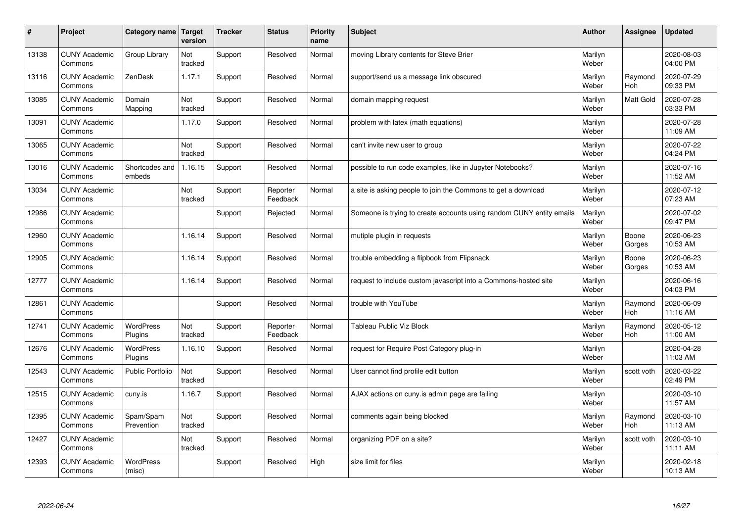| # | Project | Category name | Target version | Tracker | Status | Priority name | Subject | Author | Assignee | Updated |
|---|---|---|---|---|---|---|---|---|---|---|
| 13138 | CUNY Academic Commons | Group Library | Not tracked | Support | Resolved | Normal | moving Library contents for Steve Brier | Marilyn Weber | | 2020-08-03 04:00 PM |
| 13116 | CUNY Academic Commons | ZenDesk | 1.17.1 | Support | Resolved | Normal | support/send us a message link obscured | Marilyn Weber | Raymond Hoh | 2020-07-29 09:33 PM |
| 13085 | CUNY Academic Commons | Domain Mapping | Not tracked | Support | Resolved | Normal | domain mapping request | Marilyn Weber | Matt Gold | 2020-07-28 03:33 PM |
| 13091 | CUNY Academic Commons | | 1.17.0 | Support | Resolved | Normal | problem with latex (math equations) | Marilyn Weber | | 2020-07-28 11:09 AM |
| 13065 | CUNY Academic Commons | | Not tracked | Support | Resolved | Normal | can't invite new user to group | Marilyn Weber | | 2020-07-22 04:24 PM |
| 13016 | CUNY Academic Commons | Shortcodes and embeds | 1.16.15 | Support | Resolved | Normal | possible to run code examples, like in Jupyter Notebooks? | Marilyn Weber | | 2020-07-16 11:52 AM |
| 13034 | CUNY Academic Commons | | Not tracked | Support | Reporter Feedback | Normal | a site is asking people to join the Commons to get a download | Marilyn Weber | | 2020-07-12 07:23 AM |
| 12986 | CUNY Academic Commons | | | Support | Rejected | Normal | Someone is trying to create accounts using random CUNY entity emails | Marilyn Weber | | 2020-07-02 09:47 PM |
| 12960 | CUNY Academic Commons | | 1.16.14 | Support | Resolved | Normal | mutiple plugin in requests | Marilyn Weber | Boone Gorges | 2020-06-23 10:53 AM |
| 12905 | CUNY Academic Commons | | 1.16.14 | Support | Resolved | Normal | trouble embedding a flipbook from Flipsnack | Marilyn Weber | Boone Gorges | 2020-06-23 10:53 AM |
| 12777 | CUNY Academic Commons | | 1.16.14 | Support | Resolved | Normal | request to include custom javascript into a Commons-hosted site | Marilyn Weber | | 2020-06-16 04:03 PM |
| 12861 | CUNY Academic Commons | | | Support | Resolved | Normal | trouble with YouTube | Marilyn Weber | Raymond Hoh | 2020-06-09 11:16 AM |
| 12741 | CUNY Academic Commons | WordPress Plugins | Not tracked | Support | Reporter Feedback | Normal | Tableau Public Viz Block | Marilyn Weber | Raymond Hoh | 2020-05-12 11:00 AM |
| 12676 | CUNY Academic Commons | WordPress Plugins | 1.16.10 | Support | Resolved | Normal | request for Require Post Category plug-in | Marilyn Weber | | 2020-04-28 11:03 AM |
| 12543 | CUNY Academic Commons | Public Portfolio | Not tracked | Support | Resolved | Normal | User cannot find profile edit button | Marilyn Weber | scott voth | 2020-03-22 02:49 PM |
| 12515 | CUNY Academic Commons | cuny.is | 1.16.7 | Support | Resolved | Normal | AJAX actions on cuny.is admin page are failing | Marilyn Weber | | 2020-03-10 11:57 AM |
| 12395 | CUNY Academic Commons | Spam/Spam Prevention | Not tracked | Support | Resolved | Normal | comments again being blocked | Marilyn Weber | Raymond Hoh | 2020-03-10 11:13 AM |
| 12427 | CUNY Academic Commons | | Not tracked | Support | Resolved | Normal | organizing PDF on a site? | Marilyn Weber | scott voth | 2020-03-10 11:11 AM |
| 12393 | CUNY Academic Commons | WordPress (misc) | | Support | Resolved | High | size limit for files | Marilyn Weber | | 2020-02-18 10:13 AM |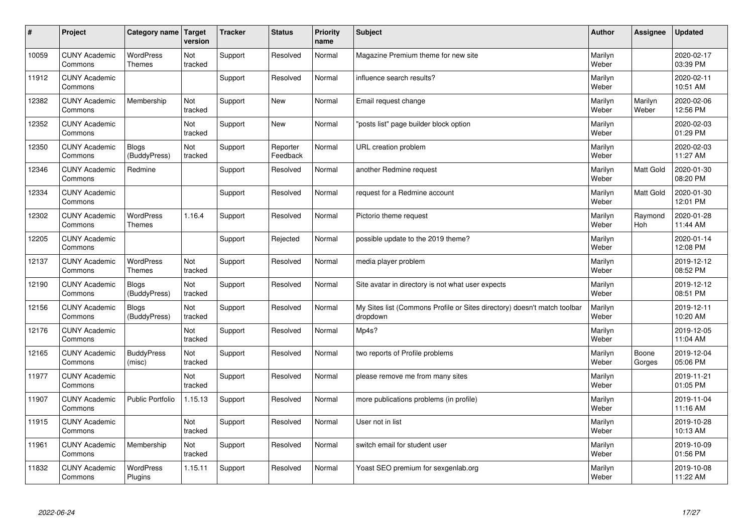| # | Project | Category name | Target version | Tracker | Status | Priority name | Subject | Author | Assignee | Updated |
|---|---|---|---|---|---|---|---|---|---|---|
| 10059 | CUNY Academic Commons | WordPress Themes | Not tracked | Support | Resolved | Normal | Magazine Premium theme for new site | Marilyn Weber | | 2020-02-17 03:39 PM |
| 11912 | CUNY Academic Commons | | | Support | Resolved | Normal | influence search results? | Marilyn Weber | | 2020-02-11 10:51 AM |
| 12382 | CUNY Academic Commons | Membership | Not tracked | Support | New | Normal | Email request change | Marilyn Weber | Marilyn Weber | 2020-02-06 12:56 PM |
| 12352 | CUNY Academic Commons | | Not tracked | Support | New | Normal | "posts list" page builder block option | Marilyn Weber | | 2020-02-03 01:29 PM |
| 12350 | CUNY Academic Commons | Blogs (BuddyPress) | Not tracked | Support | Reporter Feedback | Normal | URL creation problem | Marilyn Weber | | 2020-02-03 11:27 AM |
| 12346 | CUNY Academic Commons | Redmine | | Support | Resolved | Normal | another Redmine request | Marilyn Weber | Matt Gold | 2020-01-30 08:20 PM |
| 12334 | CUNY Academic Commons | | | Support | Resolved | Normal | request for a Redmine account | Marilyn Weber | Matt Gold | 2020-01-30 12:01 PM |
| 12302 | CUNY Academic Commons | WordPress Themes | 1.16.4 | Support | Resolved | Normal | Pictorio theme request | Marilyn Weber | Raymond Hoh | 2020-01-28 11:44 AM |
| 12205 | CUNY Academic Commons | | | Support | Rejected | Normal | possible update to the 2019 theme? | Marilyn Weber | | 2020-01-14 12:08 PM |
| 12137 | CUNY Academic Commons | WordPress Themes | Not tracked | Support | Resolved | Normal | media player problem | Marilyn Weber | | 2019-12-12 08:52 PM |
| 12190 | CUNY Academic Commons | Blogs (BuddyPress) | Not tracked | Support | Resolved | Normal | Site avatar in directory is not what user expects | Marilyn Weber | | 2019-12-12 08:51 PM |
| 12156 | CUNY Academic Commons | Blogs (BuddyPress) | Not tracked | Support | Resolved | Normal | My Sites list (Commons Profile or Sites directory) doesn't match toolbar dropdown | Marilyn Weber | | 2019-12-11 10:20 AM |
| 12176 | CUNY Academic Commons | | Not tracked | Support | Resolved | Normal | Mp4s? | Marilyn Weber | | 2019-12-05 11:04 AM |
| 12165 | CUNY Academic Commons | BuddyPress (misc) | Not tracked | Support | Resolved | Normal | two reports of Profile problems | Marilyn Weber | Boone Gorges | 2019-12-04 05:06 PM |
| 11977 | CUNY Academic Commons | | Not tracked | Support | Resolved | Normal | please remove me from many sites | Marilyn Weber | | 2019-11-21 01:05 PM |
| 11907 | CUNY Academic Commons | Public Portfolio | 1.15.13 | Support | Resolved | Normal | more publications problems (in profile) | Marilyn Weber | | 2019-11-04 11:16 AM |
| 11915 | CUNY Academic Commons | | Not tracked | Support | Resolved | Normal | User not in list | Marilyn Weber | | 2019-10-28 10:13 AM |
| 11961 | CUNY Academic Commons | Membership | Not tracked | Support | Resolved | Normal | switch email for student user | Marilyn Weber | | 2019-10-09 01:56 PM |
| 11832 | CUNY Academic Commons | WordPress Plugins | 1.15.11 | Support | Resolved | Normal | Yoast SEO premium for sexgenlab.org | Marilyn Weber | | 2019-10-08 11:22 AM |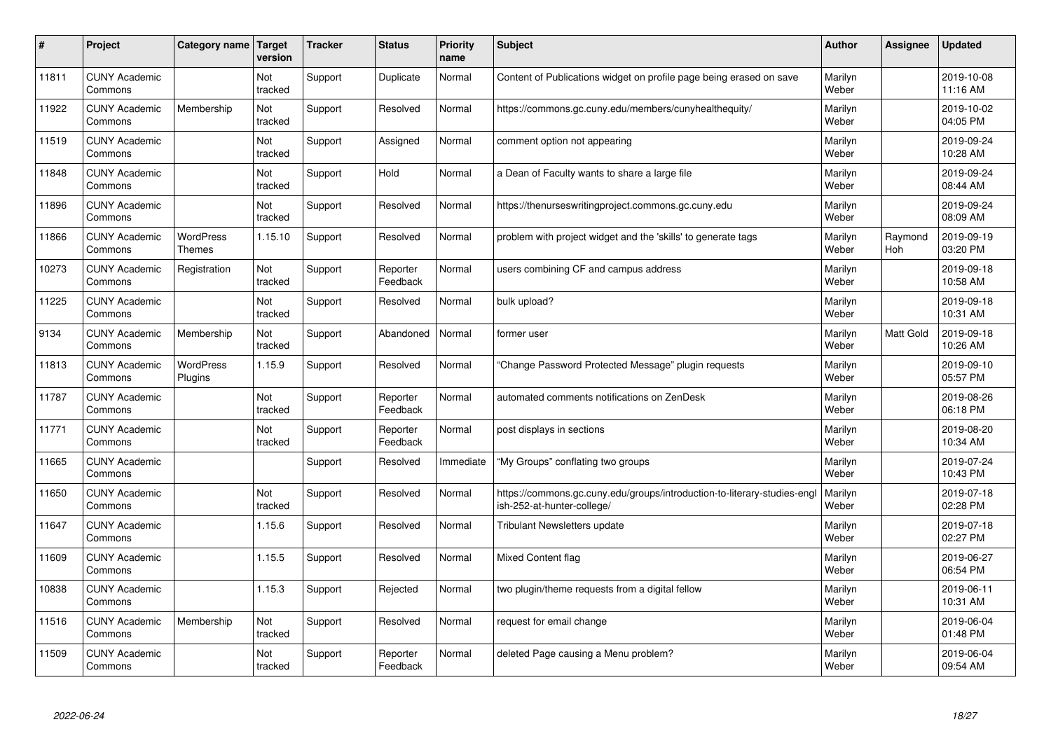| # | Project | Category name | Target version | Tracker | Status | Priority name | Subject | Author | Assignee | Updated |
|---|---|---|---|---|---|---|---|---|---|---|
| 11811 | CUNY Academic Commons | | Not tracked | Support | Duplicate | Normal | Content of Publications widget on profile page being erased on save | Marilyn Weber | | 2019-10-08 11:16 AM |
| 11922 | CUNY Academic Commons | Membership | Not tracked | Support | Resolved | Normal | https://commons.gc.cuny.edu/members/cunyhealthequity/ | Marilyn Weber | | 2019-10-02 04:05 PM |
| 11519 | CUNY Academic Commons | | Not tracked | Support | Assigned | Normal | comment option not appearing | Marilyn Weber | | 2019-09-24 10:28 AM |
| 11848 | CUNY Academic Commons | | Not tracked | Support | Hold | Normal | a Dean of Faculty wants to share a large file | Marilyn Weber | | 2019-09-24 08:44 AM |
| 11896 | CUNY Academic Commons | | Not tracked | Support | Resolved | Normal | https://thenurseswritingproject.commons.gc.cuny.edu | Marilyn Weber | | 2019-09-24 08:09 AM |
| 11866 | CUNY Academic Commons | WordPress Themes | 1.15.10 | Support | Resolved | Normal | problem with project widget and the 'skills' to generate tags | Marilyn Weber | Raymond Hoh | 2019-09-19 03:20 PM |
| 10273 | CUNY Academic Commons | Registration | Not tracked | Support | Reporter Feedback | Normal | users combining CF and campus address | Marilyn Weber | | 2019-09-18 10:58 AM |
| 11225 | CUNY Academic Commons | | Not tracked | Support | Resolved | Normal | bulk upload? | Marilyn Weber | | 2019-09-18 10:31 AM |
| 9134 | CUNY Academic Commons | Membership | Not tracked | Support | Abandoned | Normal | former user | Marilyn Weber | Matt Gold | 2019-09-18 10:26 AM |
| 11813 | CUNY Academic Commons | WordPress Plugins | 1.15.9 | Support | Resolved | Normal | "Change Password Protected Message" plugin requests | Marilyn Weber | | 2019-09-10 05:57 PM |
| 11787 | CUNY Academic Commons | | Not tracked | Support | Reporter Feedback | Normal | automated comments notifications on ZenDesk | Marilyn Weber | | 2019-08-26 06:18 PM |
| 11771 | CUNY Academic Commons | | Not tracked | Support | Reporter Feedback | Normal | post displays in sections | Marilyn Weber | | 2019-08-20 10:34 AM |
| 11665 | CUNY Academic Commons | | | Support | Resolved | Immediate | "My Groups" conflating two groups | Marilyn Weber | | 2019-07-24 10:43 PM |
| 11650 | CUNY Academic Commons | | Not tracked | Support | Resolved | Normal | https://commons.gc.cuny.edu/groups/introduction-to-literary-studies-english-252-at-hunter-college/ | Marilyn Weber | | 2019-07-18 02:28 PM |
| 11647 | CUNY Academic Commons | | 1.15.6 | Support | Resolved | Normal | Tribulant Newsletters update | Marilyn Weber | | 2019-07-18 02:27 PM |
| 11609 | CUNY Academic Commons | | 1.15.5 | Support | Resolved | Normal | Mixed Content flag | Marilyn Weber | | 2019-06-27 06:54 PM |
| 10838 | CUNY Academic Commons | | 1.15.3 | Support | Rejected | Normal | two plugin/theme requests from a digital fellow | Marilyn Weber | | 2019-06-11 10:31 AM |
| 11516 | CUNY Academic Commons | Membership | Not tracked | Support | Resolved | Normal | request for email change | Marilyn Weber | | 2019-06-04 01:48 PM |
| 11509 | CUNY Academic Commons | | Not tracked | Support | Reporter Feedback | Normal | deleted Page causing a Menu problem? | Marilyn Weber | | 2019-06-04 09:54 AM |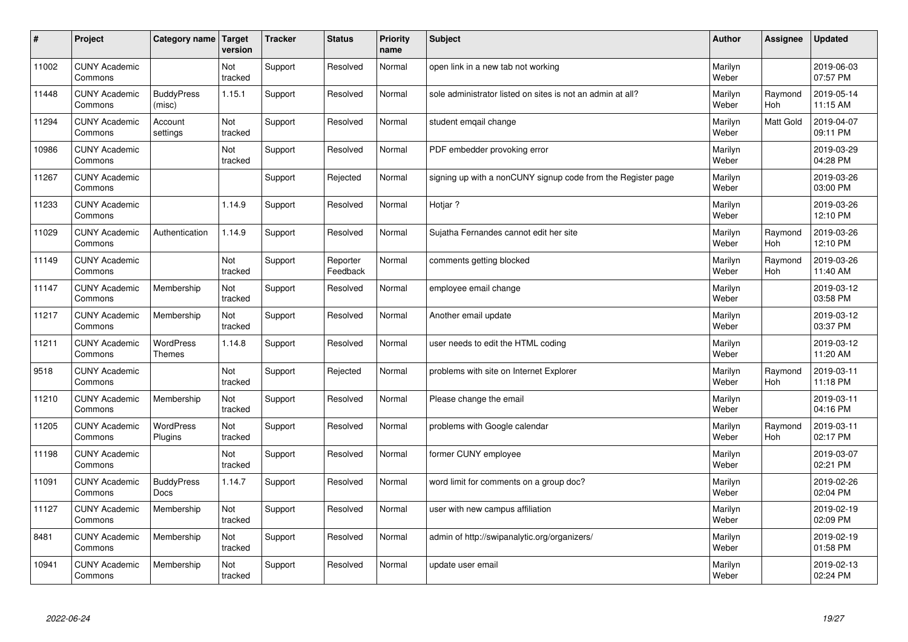| # | Project | Category name | Target version | Tracker | Status | Priority name | Subject | Author | Assignee | Updated |
|---|---|---|---|---|---|---|---|---|---|---|
| 11002 | CUNY Academic Commons | | Not tracked | Support | Resolved | Normal | open link in a new tab not working | Marilyn Weber | | 2019-06-03 07:57 PM |
| 11448 | CUNY Academic Commons | BuddyPress (misc) | 1.15.1 | Support | Resolved | Normal | sole administrator listed on sites is not an admin at all? | Marilyn Weber | Raymond Hoh | 2019-05-14 11:15 AM |
| 11294 | CUNY Academic Commons | Account settings | Not tracked | Support | Resolved | Normal | student emqail change | Marilyn Weber | Matt Gold | 2019-04-07 09:11 PM |
| 10986 | CUNY Academic Commons | | Not tracked | Support | Resolved | Normal | PDF embedder provoking error | Marilyn Weber | | 2019-03-29 04:28 PM |
| 11267 | CUNY Academic Commons | | | Support | Rejected | Normal | signing up with a nonCUNY signup code from the Register page | Marilyn Weber | | 2019-03-26 03:00 PM |
| 11233 | CUNY Academic Commons | | 1.14.9 | Support | Resolved | Normal | Hotjar ? | Marilyn Weber | | 2019-03-26 12:10 PM |
| 11029 | CUNY Academic Commons | Authentication | 1.14.9 | Support | Resolved | Normal | Sujatha Fernandes cannot edit her site | Marilyn Weber | Raymond Hoh | 2019-03-26 12:10 PM |
| 11149 | CUNY Academic Commons | | Not tracked | Support | Reporter Feedback | Normal | comments getting blocked | Marilyn Weber | Raymond Hoh | 2019-03-26 11:40 AM |
| 11147 | CUNY Academic Commons | Membership | Not tracked | Support | Resolved | Normal | employee email change | Marilyn Weber | | 2019-03-12 03:58 PM |
| 11217 | CUNY Academic Commons | Membership | Not tracked | Support | Resolved | Normal | Another email update | Marilyn Weber | | 2019-03-12 03:37 PM |
| 11211 | CUNY Academic Commons | WordPress Themes | 1.14.8 | Support | Resolved | Normal | user needs to edit the HTML coding | Marilyn Weber | | 2019-03-12 11:20 AM |
| 9518 | CUNY Academic Commons | | Not tracked | Support | Rejected | Normal | problems with site on Internet Explorer | Marilyn Weber | Raymond Hoh | 2019-03-11 11:18 PM |
| 11210 | CUNY Academic Commons | Membership | Not tracked | Support | Resolved | Normal | Please change the email | Marilyn Weber | | 2019-03-11 04:16 PM |
| 11205 | CUNY Academic Commons | WordPress Plugins | Not tracked | Support | Resolved | Normal | problems with Google calendar | Marilyn Weber | Raymond Hoh | 2019-03-11 02:17 PM |
| 11198 | CUNY Academic Commons | | Not tracked | Support | Resolved | Normal | former CUNY employee | Marilyn Weber | | 2019-03-07 02:21 PM |
| 11091 | CUNY Academic Commons | BuddyPress Docs | 1.14.7 | Support | Resolved | Normal | word limit for comments on a group doc? | Marilyn Weber | | 2019-02-26 02:04 PM |
| 11127 | CUNY Academic Commons | Membership | Not tracked | Support | Resolved | Normal | user with new campus affiliation | Marilyn Weber | | 2019-02-19 02:09 PM |
| 8481 | CUNY Academic Commons | Membership | Not tracked | Support | Resolved | Normal | admin of http://swipanalytic.org/organizers/ | Marilyn Weber | | 2019-02-19 01:58 PM |
| 10941 | CUNY Academic Commons | Membership | Not tracked | Support | Resolved | Normal | update user email | Marilyn Weber | | 2019-02-13 02:24 PM |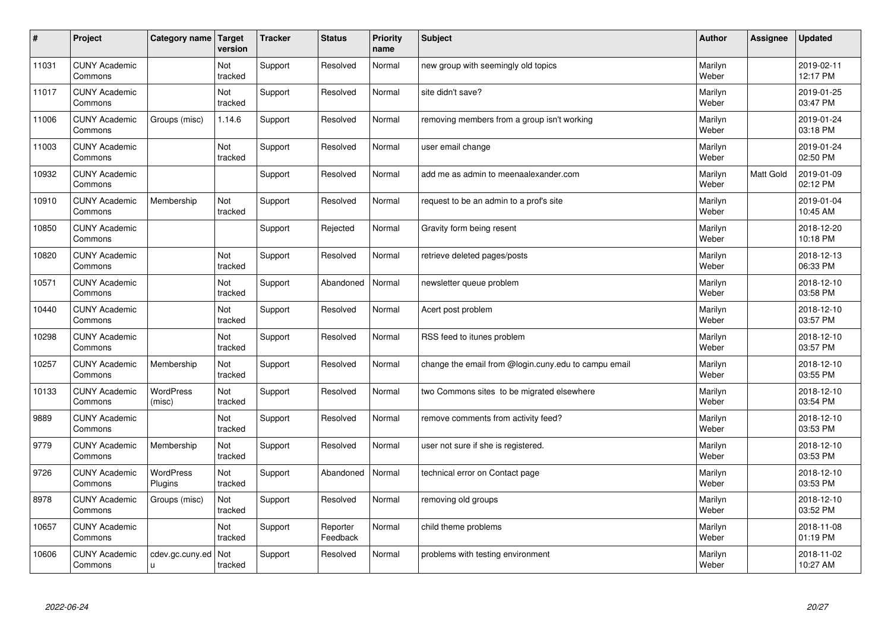| # | Project | Category name | Target version | Tracker | Status | Priority name | Subject | Author | Assignee | Updated |
|---|---|---|---|---|---|---|---|---|---|---|
| 11031 | CUNY Academic Commons | | Not tracked | Support | Resolved | Normal | new group with seemingly old topics | Marilyn Weber | | 2019-02-11 12:17 PM |
| 11017 | CUNY Academic Commons | | Not tracked | Support | Resolved | Normal | site didn't save? | Marilyn Weber | | 2019-01-25 03:47 PM |
| 11006 | CUNY Academic Commons | Groups (misc) | 1.14.6 | Support | Resolved | Normal | removing members from a group isn't working | Marilyn Weber | | 2019-01-24 03:18 PM |
| 11003 | CUNY Academic Commons | | Not tracked | Support | Resolved | Normal | user email change | Marilyn Weber | | 2019-01-24 02:50 PM |
| 10932 | CUNY Academic Commons | | | Support | Resolved | Normal | add me as admin to meenaalexander.com | Marilyn Weber | Matt Gold | 2019-01-09 02:12 PM |
| 10910 | CUNY Academic Commons | Membership | Not tracked | Support | Resolved | Normal | request to be an admin to a prof's site | Marilyn Weber | | 2019-01-04 10:45 AM |
| 10850 | CUNY Academic Commons | | | Support | Rejected | Normal | Gravity form being resent | Marilyn Weber | | 2018-12-20 10:18 PM |
| 10820 | CUNY Academic Commons | | Not tracked | Support | Resolved | Normal | retrieve deleted pages/posts | Marilyn Weber | | 2018-12-13 06:33 PM |
| 10571 | CUNY Academic Commons | | Not tracked | Support | Abandoned | Normal | newsletter queue problem | Marilyn Weber | | 2018-12-10 03:58 PM |
| 10440 | CUNY Academic Commons | | Not tracked | Support | Resolved | Normal | Acert post problem | Marilyn Weber | | 2018-12-10 03:57 PM |
| 10298 | CUNY Academic Commons | | Not tracked | Support | Resolved | Normal | RSS feed to itunes problem | Marilyn Weber | | 2018-12-10 03:57 PM |
| 10257 | CUNY Academic Commons | Membership | Not tracked | Support | Resolved | Normal | change the email from @login.cuny.edu to campu email | Marilyn Weber | | 2018-12-10 03:55 PM |
| 10133 | CUNY Academic Commons | WordPress (misc) | Not tracked | Support | Resolved | Normal | two Commons sites to be migrated elsewhere | Marilyn Weber | | 2018-12-10 03:54 PM |
| 9889 | CUNY Academic Commons | | Not tracked | Support | Resolved | Normal | remove comments from activity feed? | Marilyn Weber | | 2018-12-10 03:53 PM |
| 9779 | CUNY Academic Commons | Membership | Not tracked | Support | Resolved | Normal | user not sure if she is registered. | Marilyn Weber | | 2018-12-10 03:53 PM |
| 9726 | CUNY Academic Commons | WordPress Plugins | Not tracked | Support | Abandoned | Normal | technical error on Contact page | Marilyn Weber | | 2018-12-10 03:53 PM |
| 8978 | CUNY Academic Commons | Groups (misc) | Not tracked | Support | Resolved | Normal | removing old groups | Marilyn Weber | | 2018-12-10 03:52 PM |
| 10657 | CUNY Academic Commons | | Not tracked | Support | Reporter Feedback | Normal | child theme problems | Marilyn Weber | | 2018-11-08 01:19 PM |
| 10606 | CUNY Academic Commons | cdev.gc.cuny.edu | Not tracked | Support | Resolved | Normal | problems with testing environment | Marilyn Weber | | 2018-11-02 10:27 AM |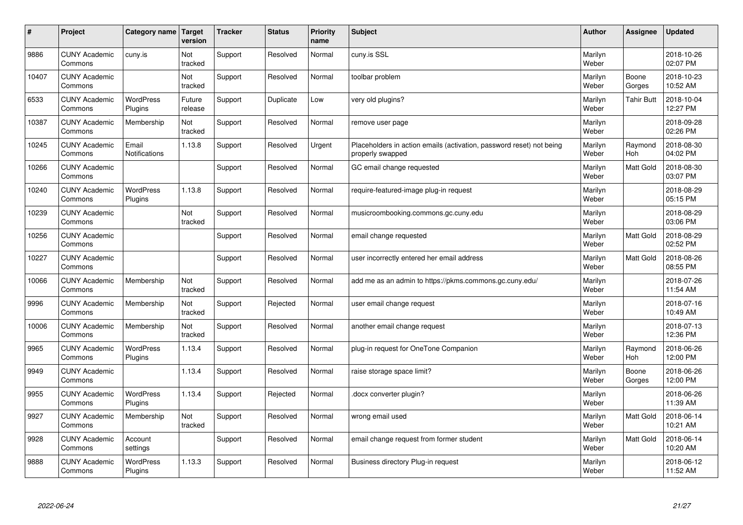| # | Project | Category name | Target version | Tracker | Status | Priority name | Subject | Author | Assignee | Updated |
|---|---|---|---|---|---|---|---|---|---|---|
| 9886 | CUNY Academic Commons | cuny.is | Not tracked | Support | Resolved | Normal | cuny.is SSL | Marilyn Weber | | 2018-10-26 02:07 PM |
| 10407 | CUNY Academic Commons | | Not tracked | Support | Resolved | Normal | toolbar problem | Marilyn Weber | Boone Gorges | 2018-10-23 10:52 AM |
| 6533 | CUNY Academic Commons | WordPress Plugins | Future release | Support | Duplicate | Low | very old plugins? | Marilyn Weber | Tahir Butt | 2018-10-04 12:27 PM |
| 10387 | CUNY Academic Commons | Membership | Not tracked | Support | Resolved | Normal | remove user page | Marilyn Weber | | 2018-09-28 02:26 PM |
| 10245 | CUNY Academic Commons | Email Notifications | 1.13.8 | Support | Resolved | Urgent | Placeholders in action emails (activation, password reset) not being properly swapped | Marilyn Weber | Raymond Hoh | 2018-08-30 04:02 PM |
| 10266 | CUNY Academic Commons | | | Support | Resolved | Normal | GC email change requested | Marilyn Weber | Matt Gold | 2018-08-30 03:07 PM |
| 10240 | CUNY Academic Commons | WordPress Plugins | 1.13.8 | Support | Resolved | Normal | require-featured-image plug-in request | Marilyn Weber | | 2018-08-29 05:15 PM |
| 10239 | CUNY Academic Commons | | Not tracked | Support | Resolved | Normal | musicroombooking.commons.gc.cuny.edu | Marilyn Weber | | 2018-08-29 03:06 PM |
| 10256 | CUNY Academic Commons | | | Support | Resolved | Normal | email change requested | Marilyn Weber | Matt Gold | 2018-08-29 02:52 PM |
| 10227 | CUNY Academic Commons | | | Support | Resolved | Normal | user incorrectly entered her email address | Marilyn Weber | Matt Gold | 2018-08-26 08:55 PM |
| 10066 | CUNY Academic Commons | Membership | Not tracked | Support | Resolved | Normal | add me as an admin to https://pkms.commons.gc.cuny.edu/ | Marilyn Weber | | 2018-07-26 11:54 AM |
| 9996 | CUNY Academic Commons | Membership | Not tracked | Support | Rejected | Normal | user email change request | Marilyn Weber | | 2018-07-16 10:49 AM |
| 10006 | CUNY Academic Commons | Membership | Not tracked | Support | Resolved | Normal | another email change request | Marilyn Weber | | 2018-07-13 12:36 PM |
| 9965 | CUNY Academic Commons | WordPress Plugins | 1.13.4 | Support | Resolved | Normal | plug-in request for OneTone Companion | Marilyn Weber | Raymond Hoh | 2018-06-26 12:00 PM |
| 9949 | CUNY Academic Commons | | 1.13.4 | Support | Resolved | Normal | raise storage space limit? | Marilyn Weber | Boone Gorges | 2018-06-26 12:00 PM |
| 9955 | CUNY Academic Commons | WordPress Plugins | 1.13.4 | Support | Rejected | Normal | .docx converter plugin? | Marilyn Weber | | 2018-06-26 11:39 AM |
| 9927 | CUNY Academic Commons | Membership | Not tracked | Support | Resolved | Normal | wrong email used | Marilyn Weber | Matt Gold | 2018-06-14 10:21 AM |
| 9928 | CUNY Academic Commons | Account settings | | Support | Resolved | Normal | email change request from former student | Marilyn Weber | Matt Gold | 2018-06-14 10:20 AM |
| 9888 | CUNY Academic Commons | WordPress Plugins | 1.13.3 | Support | Resolved | Normal | Business directory Plug-in request | Marilyn Weber | | 2018-06-12 11:52 AM |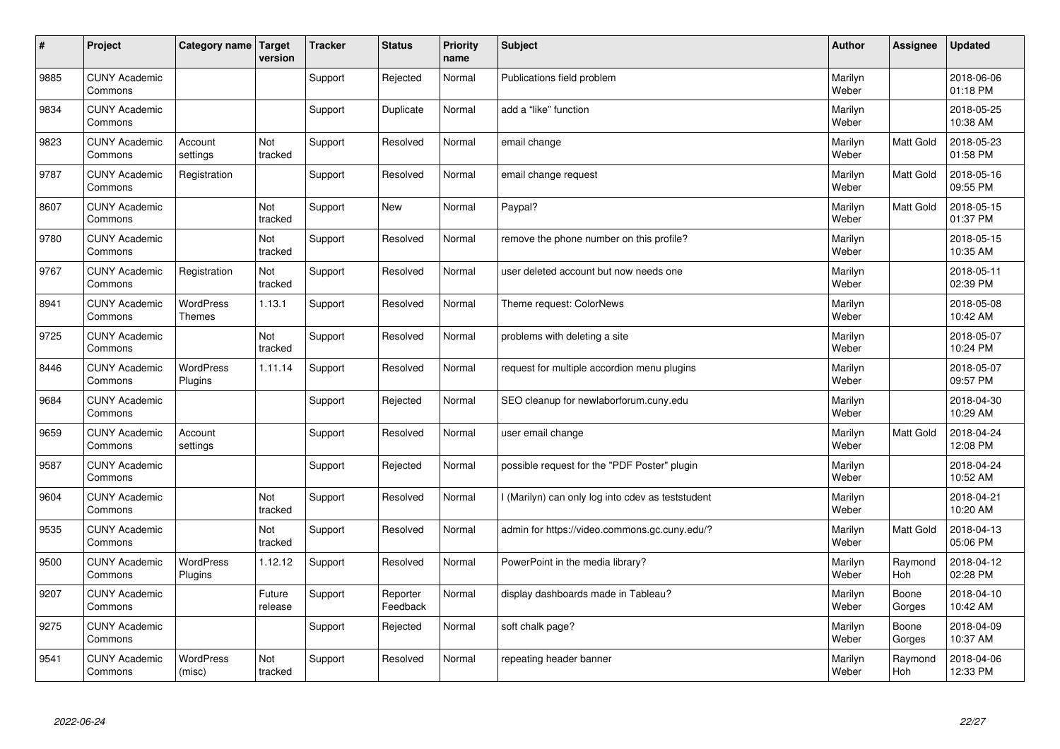| # | Project | Category name | Target version | Tracker | Status | Priority name | Subject | Author | Assignee | Updated |
|---|---|---|---|---|---|---|---|---|---|---|
| 9885 | CUNY Academic Commons | | | Support | Rejected | Normal | Publications field problem | Marilyn Weber | | 2018-06-06 01:18 PM |
| 9834 | CUNY Academic Commons | | | Support | Duplicate | Normal | add a "like" function | Marilyn Weber | | 2018-05-25 10:38 AM |
| 9823 | CUNY Academic Commons | Account settings | Not tracked | Support | Resolved | Normal | email change | Marilyn Weber | Matt Gold | 2018-05-23 01:58 PM |
| 9787 | CUNY Academic Commons | Registration | | Support | Resolved | Normal | email change request | Marilyn Weber | Matt Gold | 2018-05-16 09:55 PM |
| 8607 | CUNY Academic Commons | | Not tracked | Support | New | Normal | Paypal? | Marilyn Weber | Matt Gold | 2018-05-15 01:37 PM |
| 9780 | CUNY Academic Commons | | Not tracked | Support | Resolved | Normal | remove the phone number on this profile? | Marilyn Weber | | 2018-05-15 10:35 AM |
| 9767 | CUNY Academic Commons | Registration | Not tracked | Support | Resolved | Normal | user deleted account but now needs one | Marilyn Weber | | 2018-05-11 02:39 PM |
| 8941 | CUNY Academic Commons | WordPress Themes | 1.13.1 | Support | Resolved | Normal | Theme request: ColorNews | Marilyn Weber | | 2018-05-08 10:42 AM |
| 9725 | CUNY Academic Commons | | Not tracked | Support | Resolved | Normal | problems with deleting a site | Marilyn Weber | | 2018-05-07 10:24 PM |
| 8446 | CUNY Academic Commons | WordPress Plugins | 1.11.14 | Support | Resolved | Normal | request for multiple accordion menu plugins | Marilyn Weber | | 2018-05-07 09:57 PM |
| 9684 | CUNY Academic Commons | | | Support | Rejected | Normal | SEO cleanup for newlaborforum.cuny.edu | Marilyn Weber | | 2018-04-30 10:29 AM |
| 9659 | CUNY Academic Commons | Account settings | | Support | Resolved | Normal | user email change | Marilyn Weber | Matt Gold | 2018-04-24 12:08 PM |
| 9587 | CUNY Academic Commons | | | Support | Rejected | Normal | possible request for the "PDF Poster" plugin | Marilyn Weber | | 2018-04-24 10:52 AM |
| 9604 | CUNY Academic Commons | | Not tracked | Support | Resolved | Normal | I (Marilyn) can only log into cdev as teststudent | Marilyn Weber | | 2018-04-21 10:20 AM |
| 9535 | CUNY Academic Commons | | Not tracked | Support | Resolved | Normal | admin for https://video.commons.gc.cuny.edu/? | Marilyn Weber | Matt Gold | 2018-04-13 05:06 PM |
| 9500 | CUNY Academic Commons | WordPress Plugins | 1.12.12 | Support | Resolved | Normal | PowerPoint in the media library? | Marilyn Weber | Raymond Hoh | 2018-04-12 02:28 PM |
| 9207 | CUNY Academic Commons | | Future release | Support | Reporter Feedback | Normal | display dashboards made in Tableau? | Marilyn Weber | Boone Gorges | 2018-04-10 10:42 AM |
| 9275 | CUNY Academic Commons | | | Support | Rejected | Normal | soft chalk page? | Marilyn Weber | Boone Gorges | 2018-04-09 10:37 AM |
| 9541 | CUNY Academic Commons | WordPress (misc) | Not tracked | Support | Resolved | Normal | repeating header banner | Marilyn Weber | Raymond Hoh | 2018-04-06 12:33 PM |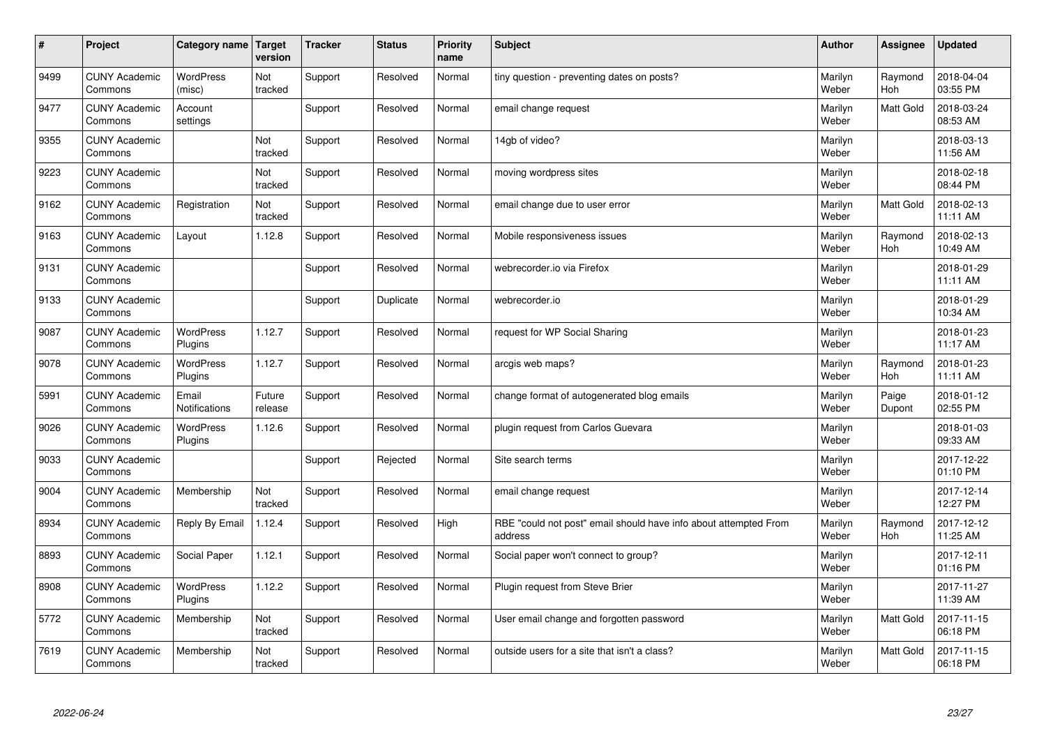| # | Project | Category name | Target version | Tracker | Status | Priority name | Subject | Author | Assignee | Updated |
|---|---|---|---|---|---|---|---|---|---|---|
| 9499 | CUNY Academic Commons | WordPress (misc) | Not tracked | Support | Resolved | Normal | tiny question - preventing dates on posts? | Marilyn Weber | Raymond Hoh | 2018-04-04 03:55 PM |
| 9477 | CUNY Academic Commons | Account settings | | Support | Resolved | Normal | email change request | Marilyn Weber | Matt Gold | 2018-03-24 08:53 AM |
| 9355 | CUNY Academic Commons | | Not tracked | Support | Resolved | Normal | 14gb of video? | Marilyn Weber | | 2018-03-13 11:56 AM |
| 9223 | CUNY Academic Commons | | Not tracked | Support | Resolved | Normal | moving wordpress sites | Marilyn Weber | | 2018-02-18 08:44 PM |
| 9162 | CUNY Academic Commons | Registration | Not tracked | Support | Resolved | Normal | email change due to user error | Marilyn Weber | Matt Gold | 2018-02-13 11:11 AM |
| 9163 | CUNY Academic Commons | Layout | 1.12.8 | Support | Resolved | Normal | Mobile responsiveness issues | Marilyn Weber | Raymond Hoh | 2018-02-13 10:49 AM |
| 9131 | CUNY Academic Commons | | | Support | Resolved | Normal | webrecorder.io via Firefox | Marilyn Weber | | 2018-01-29 11:11 AM |
| 9133 | CUNY Academic Commons | | | Support | Duplicate | Normal | webrecorder.io | Marilyn Weber | | 2018-01-29 10:34 AM |
| 9087 | CUNY Academic Commons | WordPress Plugins | 1.12.7 | Support | Resolved | Normal | request for WP Social Sharing | Marilyn Weber | | 2018-01-23 11:17 AM |
| 9078 | CUNY Academic Commons | WordPress Plugins | 1.12.7 | Support | Resolved | Normal | arcgis web maps? | Marilyn Weber | Raymond Hoh | 2018-01-23 11:11 AM |
| 5991 | CUNY Academic Commons | Email Notifications | Future release | Support | Resolved | Normal | change format of autogenerated blog emails | Marilyn Weber | Paige Dupont | 2018-01-12 02:55 PM |
| 9026 | CUNY Academic Commons | WordPress Plugins | 1.12.6 | Support | Resolved | Normal | plugin request from Carlos Guevara | Marilyn Weber | | 2018-01-03 09:33 AM |
| 9033 | CUNY Academic Commons | | | Support | Rejected | Normal | Site search terms | Marilyn Weber | | 2017-12-22 01:10 PM |
| 9004 | CUNY Academic Commons | Membership | Not tracked | Support | Resolved | Normal | email change request | Marilyn Weber | | 2017-12-14 12:27 PM |
| 8934 | CUNY Academic Commons | Reply By Email | 1.12.4 | Support | Resolved | High | RBE "could not post" email should have info about attempted From address | Marilyn Weber | Raymond Hoh | 2017-12-12 11:25 AM |
| 8893 | CUNY Academic Commons | Social Paper | 1.12.1 | Support | Resolved | Normal | Social paper won't connect to group? | Marilyn Weber | | 2017-12-11 01:16 PM |
| 8908 | CUNY Academic Commons | WordPress Plugins | 1.12.2 | Support | Resolved | Normal | Plugin request from Steve Brier | Marilyn Weber | | 2017-11-27 11:39 AM |
| 5772 | CUNY Academic Commons | Membership | Not tracked | Support | Resolved | Normal | User email change and forgotten password | Marilyn Weber | Matt Gold | 2017-11-15 06:18 PM |
| 7619 | CUNY Academic Commons | Membership | Not tracked | Support | Resolved | Normal | outside users for a site that isn't a class? | Marilyn Weber | Matt Gold | 2017-11-15 06:18 PM |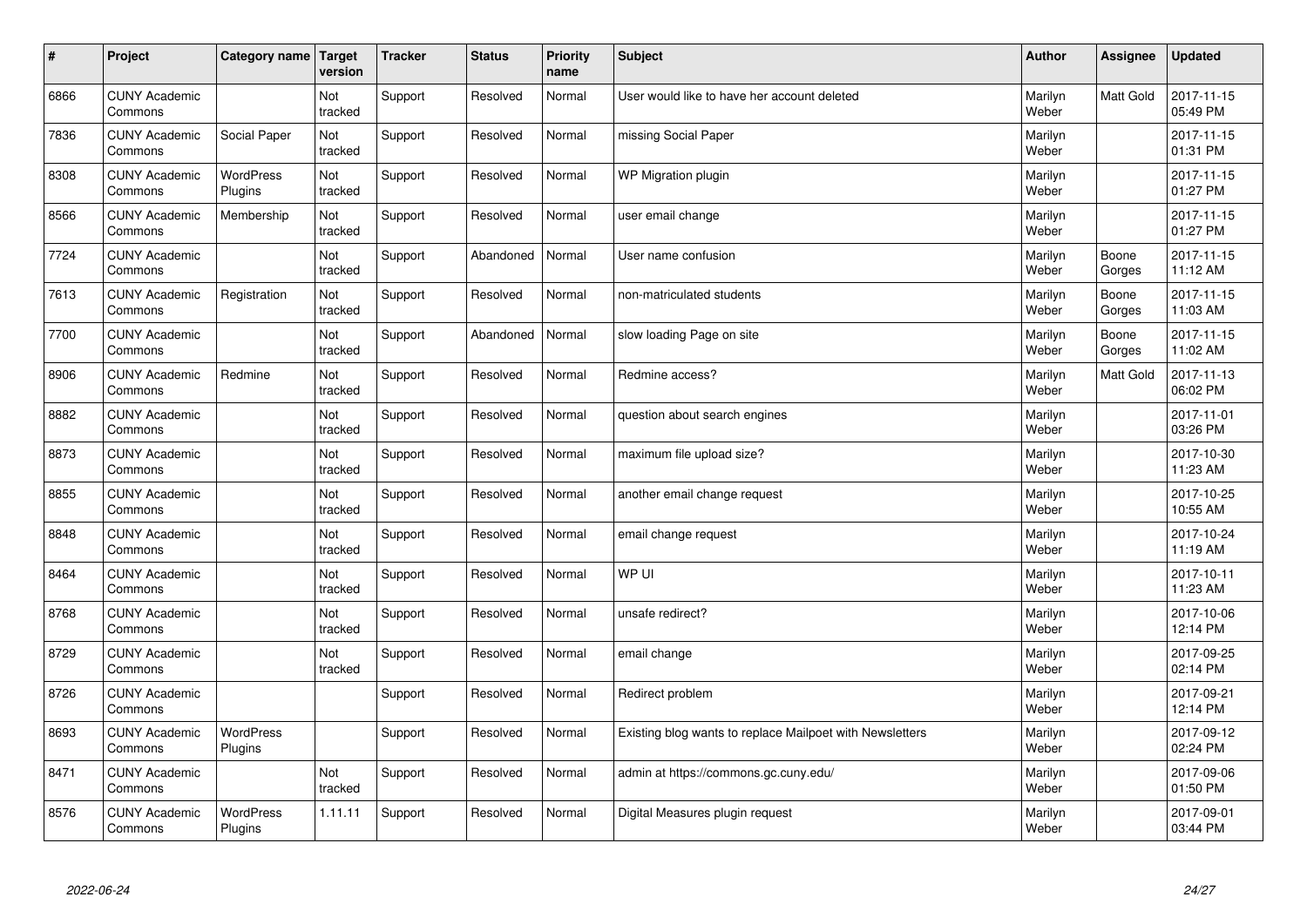| # | Project | Category name | Target version | Tracker | Status | Priority name | Subject | Author | Assignee | Updated |
|---|---|---|---|---|---|---|---|---|---|---|
| 6866 | CUNY Academic Commons | | Not tracked | Support | Resolved | Normal | User would like to have her account deleted | Marilyn Weber | Matt Gold | 2017-11-15 05:49 PM |
| 7836 | CUNY Academic Commons | Social Paper | Not tracked | Support | Resolved | Normal | missing Social Paper | Marilyn Weber | | 2017-11-15 01:31 PM |
| 8308 | CUNY Academic Commons | WordPress Plugins | Not tracked | Support | Resolved | Normal | WP Migration plugin | Marilyn Weber | | 2017-11-15 01:27 PM |
| 8566 | CUNY Academic Commons | Membership | Not tracked | Support | Resolved | Normal | user email change | Marilyn Weber | | 2017-11-15 01:27 PM |
| 7724 | CUNY Academic Commons | | Not tracked | Support | Abandoned | Normal | User name confusion | Marilyn Weber | Boone Gorges | 2017-11-15 11:12 AM |
| 7613 | CUNY Academic Commons | Registration | Not tracked | Support | Resolved | Normal | non-matriculated students | Marilyn Weber | Boone Gorges | 2017-11-15 11:03 AM |
| 7700 | CUNY Academic Commons | | Not tracked | Support | Abandoned | Normal | slow loading Page on site | Marilyn Weber | Boone Gorges | 2017-11-15 11:02 AM |
| 8906 | CUNY Academic Commons | Redmine | Not tracked | Support | Resolved | Normal | Redmine access? | Marilyn Weber | Matt Gold | 2017-11-13 06:02 PM |
| 8882 | CUNY Academic Commons | | Not tracked | Support | Resolved | Normal | question about search engines | Marilyn Weber | | 2017-11-01 03:26 PM |
| 8873 | CUNY Academic Commons | | Not tracked | Support | Resolved | Normal | maximum file upload size? | Marilyn Weber | | 2017-10-30 11:23 AM |
| 8855 | CUNY Academic Commons | | Not tracked | Support | Resolved | Normal | another email change request | Marilyn Weber | | 2017-10-25 10:55 AM |
| 8848 | CUNY Academic Commons | | Not tracked | Support | Resolved | Normal | email change request | Marilyn Weber | | 2017-10-24 11:19 AM |
| 8464 | CUNY Academic Commons | | Not tracked | Support | Resolved | Normal | WP UI | Marilyn Weber | | 2017-10-11 11:23 AM |
| 8768 | CUNY Academic Commons | | Not tracked | Support | Resolved | Normal | unsafe redirect? | Marilyn Weber | | 2017-10-06 12:14 PM |
| 8729 | CUNY Academic Commons | | Not tracked | Support | Resolved | Normal | email change | Marilyn Weber | | 2017-09-25 02:14 PM |
| 8726 | CUNY Academic Commons | | | Support | Resolved | Normal | Redirect problem | Marilyn Weber | | 2017-09-21 12:14 PM |
| 8693 | CUNY Academic Commons | WordPress Plugins | | Support | Resolved | Normal | Existing blog wants to replace Mailpoet with Newsletters | Marilyn Weber | | 2017-09-12 02:24 PM |
| 8471 | CUNY Academic Commons | | Not tracked | Support | Resolved | Normal | admin at https://commons.gc.cuny.edu/ | Marilyn Weber | | 2017-09-06 01:50 PM |
| 8576 | CUNY Academic Commons | WordPress Plugins | 1.11.11 | Support | Resolved | Normal | Digital Measures plugin request | Marilyn Weber | | 2017-09-01 03:44 PM |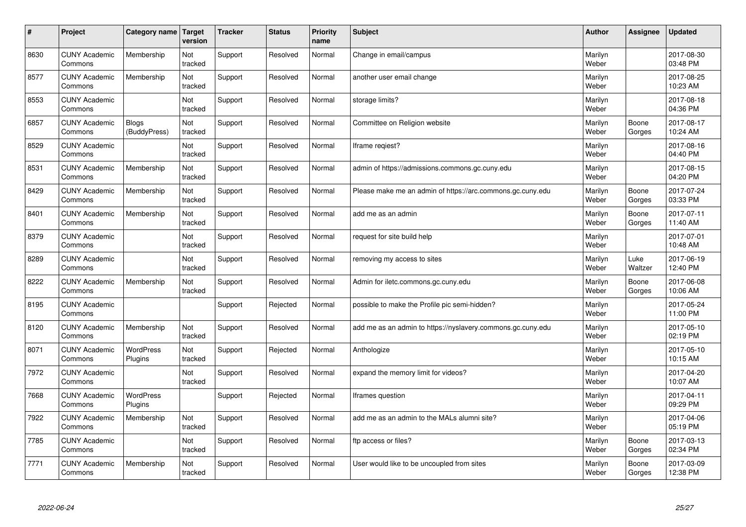| # | Project | Category name | Target version | Tracker | Status | Priority name | Subject | Author | Assignee | Updated |
|---|---|---|---|---|---|---|---|---|---|---|
| 8630 | CUNY Academic Commons | Membership | Not tracked | Support | Resolved | Normal | Change in email/campus | Marilyn Weber | | 2017-08-30 03:48 PM |
| 8577 | CUNY Academic Commons | Membership | Not tracked | Support | Resolved | Normal | another user email change | Marilyn Weber | | 2017-08-25 10:23 AM |
| 8553 | CUNY Academic Commons | | Not tracked | Support | Resolved | Normal | storage limits? | Marilyn Weber | | 2017-08-18 04:36 PM |
| 6857 | CUNY Academic Commons | Blogs (BuddyPress) | Not tracked | Support | Resolved | Normal | Committee on Religion website | Marilyn Weber | Boone Gorges | 2017-08-17 10:24 AM |
| 8529 | CUNY Academic Commons | | Not tracked | Support | Resolved | Normal | Iframe reqiest? | Marilyn Weber | | 2017-08-16 04:40 PM |
| 8531 | CUNY Academic Commons | Membership | Not tracked | Support | Resolved | Normal | admin of https://admissions.commons.gc.cuny.edu | Marilyn Weber | | 2017-08-15 04:20 PM |
| 8429 | CUNY Academic Commons | Membership | Not tracked | Support | Resolved | Normal | Please make me an admin of https://arc.commons.gc.cuny.edu | Marilyn Weber | Boone Gorges | 2017-07-24 03:33 PM |
| 8401 | CUNY Academic Commons | Membership | Not tracked | Support | Resolved | Normal | add me as an admin | Marilyn Weber | Boone Gorges | 2017-07-11 11:40 AM |
| 8379 | CUNY Academic Commons | | Not tracked | Support | Resolved | Normal | request for site build help | Marilyn Weber | | 2017-07-01 10:48 AM |
| 8289 | CUNY Academic Commons | | Not tracked | Support | Resolved | Normal | removing my access to sites | Marilyn Weber | Luke Waltzer | 2017-06-19 12:40 PM |
| 8222 | CUNY Academic Commons | Membership | Not tracked | Support | Resolved | Normal | Admin for iletc.commons.gc.cuny.edu | Marilyn Weber | Boone Gorges | 2017-06-08 10:06 AM |
| 8195 | CUNY Academic Commons | | | Support | Rejected | Normal | possible to make the Profile pic semi-hidden? | Marilyn Weber | | 2017-05-24 11:00 PM |
| 8120 | CUNY Academic Commons | Membership | Not tracked | Support | Resolved | Normal | add me as an admin to https://nyslavery.commons.gc.cuny.edu | Marilyn Weber | | 2017-05-10 02:19 PM |
| 8071 | CUNY Academic Commons | WordPress Plugins | Not tracked | Support | Rejected | Normal | Anthologize | Marilyn Weber | | 2017-05-10 10:15 AM |
| 7972 | CUNY Academic Commons | | Not tracked | Support | Resolved | Normal | expand the memory limit for videos? | Marilyn Weber | | 2017-04-20 10:07 AM |
| 7668 | CUNY Academic Commons | WordPress Plugins | | Support | Rejected | Normal | Iframes question | Marilyn Weber | | 2017-04-11 09:29 PM |
| 7922 | CUNY Academic Commons | Membership | Not tracked | Support | Resolved | Normal | add me as an admin to the MALs alumni site? | Marilyn Weber | | 2017-04-06 05:19 PM |
| 7785 | CUNY Academic Commons | | Not tracked | Support | Resolved | Normal | ftp access or files? | Marilyn Weber | Boone Gorges | 2017-03-13 02:34 PM |
| 7771 | CUNY Academic Commons | Membership | Not tracked | Support | Resolved | Normal | User would like to be uncoupled from sites | Marilyn Weber | Boone Gorges | 2017-03-09 12:38 PM |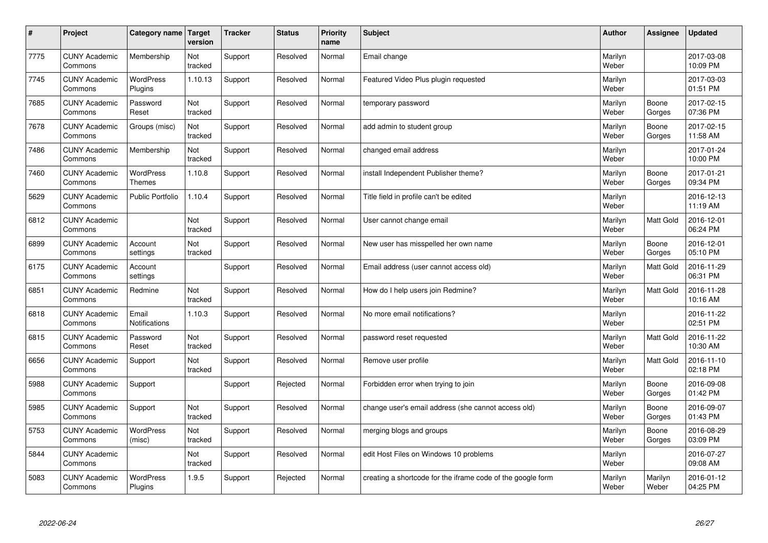| # | Project | Category name | Target version | Tracker | Status | Priority name | Subject | Author | Assignee | Updated |
|---|---|---|---|---|---|---|---|---|---|---|
| 7775 | CUNY Academic Commons | Membership | Not tracked | Support | Resolved | Normal | Email change | Marilyn Weber | | 2017-03-08 10:09 PM |
| 7745 | CUNY Academic Commons | WordPress Plugins | 1.10.13 | Support | Resolved | Normal | Featured Video Plus plugin requested | Marilyn Weber | | 2017-03-03 01:51 PM |
| 7685 | CUNY Academic Commons | Password Reset | Not tracked | Support | Resolved | Normal | temporary password | Marilyn Weber | Boone Gorges | 2017-02-15 07:36 PM |
| 7678 | CUNY Academic Commons | Groups (misc) | Not tracked | Support | Resolved | Normal | add admin to student group | Marilyn Weber | Boone Gorges | 2017-02-15 11:58 AM |
| 7486 | CUNY Academic Commons | Membership | Not tracked | Support | Resolved | Normal | changed email address | Marilyn Weber | | 2017-01-24 10:00 PM |
| 7460 | CUNY Academic Commons | WordPress Themes | 1.10.8 | Support | Resolved | Normal | install Independent Publisher theme? | Marilyn Weber | Boone Gorges | 2017-01-21 09:34 PM |
| 5629 | CUNY Academic Commons | Public Portfolio | 1.10.4 | Support | Resolved | Normal | Title field in profile can't be edited | Marilyn Weber | | 2016-12-13 11:19 AM |
| 6812 | CUNY Academic Commons | | Not tracked | Support | Resolved | Normal | User cannot change email | Marilyn Weber | Matt Gold | 2016-12-01 06:24 PM |
| 6899 | CUNY Academic Commons | Account settings | Not tracked | Support | Resolved | Normal | New user has misspelled her own name | Marilyn Weber | Boone Gorges | 2016-12-01 05:10 PM |
| 6175 | CUNY Academic Commons | Account settings | | Support | Resolved | Normal | Email address (user cannot access old) | Marilyn Weber | Matt Gold | 2016-11-29 06:31 PM |
| 6851 | CUNY Academic Commons | Redmine | Not tracked | Support | Resolved | Normal | How do I help users join Redmine? | Marilyn Weber | Matt Gold | 2016-11-28 10:16 AM |
| 6818 | CUNY Academic Commons | Email Notifications | 1.10.3 | Support | Resolved | Normal | No more email notifications? | Marilyn Weber | | 2016-11-22 02:51 PM |
| 6815 | CUNY Academic Commons | Password Reset | Not tracked | Support | Resolved | Normal | password reset requested | Marilyn Weber | Matt Gold | 2016-11-22 10:30 AM |
| 6656 | CUNY Academic Commons | Support | Not tracked | Support | Resolved | Normal | Remove user profile | Marilyn Weber | Matt Gold | 2016-11-10 02:18 PM |
| 5988 | CUNY Academic Commons | Support | | Support | Rejected | Normal | Forbidden error when trying to join | Marilyn Weber | Boone Gorges | 2016-09-08 01:42 PM |
| 5985 | CUNY Academic Commons | Support | Not tracked | Support | Resolved | Normal | change user's email address (she cannot access old) | Marilyn Weber | Boone Gorges | 2016-09-07 01:43 PM |
| 5753 | CUNY Academic Commons | WordPress (misc) | Not tracked | Support | Resolved | Normal | merging blogs and groups | Marilyn Weber | Boone Gorges | 2016-08-29 03:09 PM |
| 5844 | CUNY Academic Commons | | Not tracked | Support | Resolved | Normal | edit Host Files on Windows 10 problems | Marilyn Weber | | 2016-07-27 09:08 AM |
| 5083 | CUNY Academic Commons | WordPress Plugins | 1.9.5 | Support | Rejected | Normal | creating a shortcode for the iframe code of the google form | Marilyn Weber | Marilyn Weber | 2016-01-12 04:25 PM |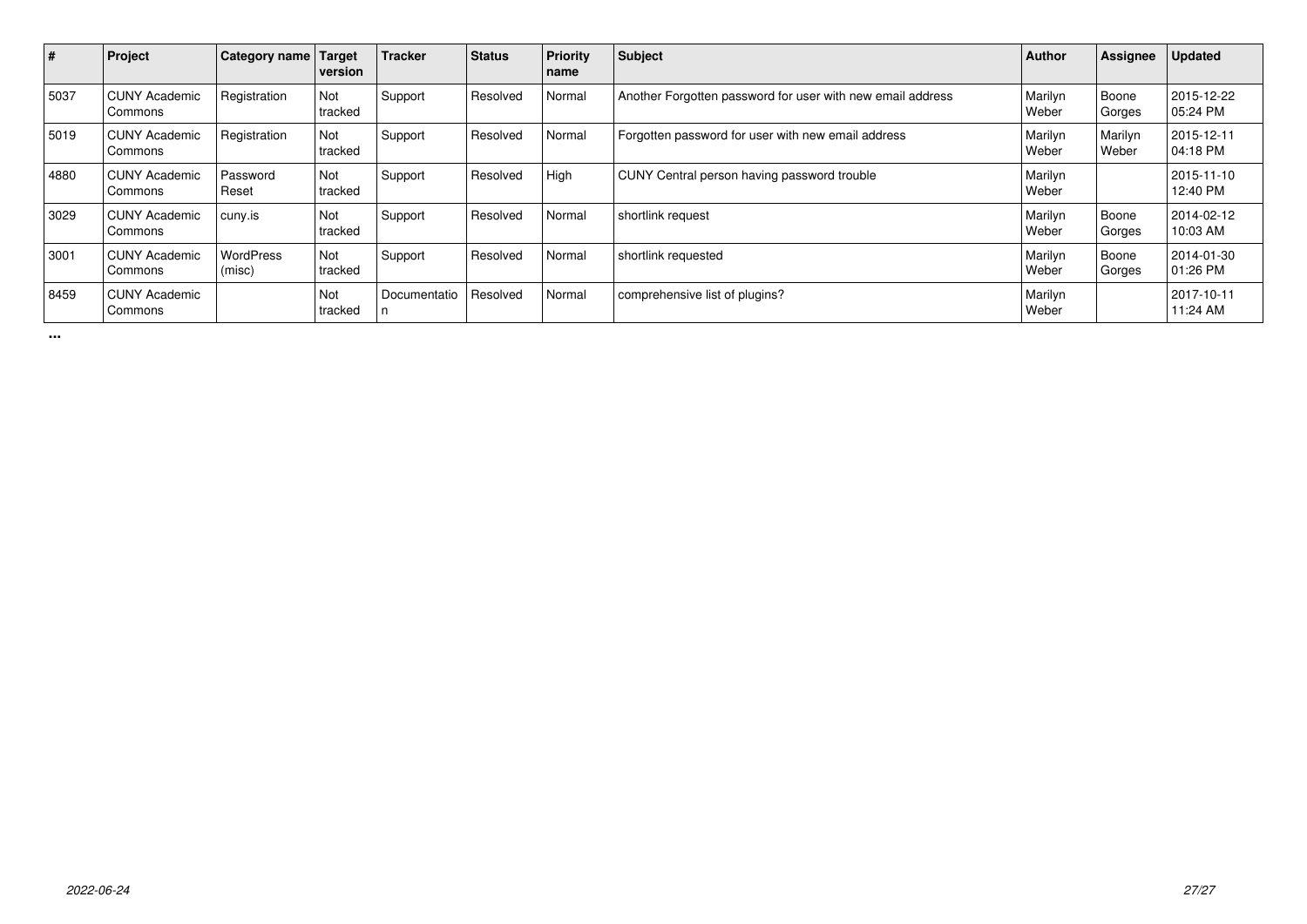| # | Project | Category name | Target version | Tracker | Status | Priority name | Subject | Author | Assignee | Updated |
|---|---|---|---|---|---|---|---|---|---|---|
| 5037 | CUNY Academic Commons | Registration | Not tracked | Support | Resolved | Normal | Another Forgotten password for user with new email address | Marilyn Weber | Boone Gorges | 2015-12-22 05:24 PM |
| 5019 | CUNY Academic Commons | Registration | Not tracked | Support | Resolved | Normal | Forgotten password for user with new email address | Marilyn Weber | Marilyn Weber | 2015-12-11 04:18 PM |
| 4880 | CUNY Academic Commons | Password Reset | Not tracked | Support | Resolved | High | CUNY Central person having password trouble | Marilyn Weber | | 2015-11-10 12:40 PM |
| 3029 | CUNY Academic Commons | cuny.is | Not tracked | Support | Resolved | Normal | shortlink request | Marilyn Weber | Boone Gorges | 2014-02-12 10:03 AM |
| 3001 | CUNY Academic Commons | WordPress (misc) | Not tracked | Support | Resolved | Normal | shortlink requested | Marilyn Weber | Boone Gorges | 2014-01-30 01:26 PM |
| 8459 | CUNY Academic Commons | | Not tracked | Documentation | Resolved | Normal | comprehensive list of plugins? | Marilyn Weber | | 2017-10-11 11:24 AM |

...